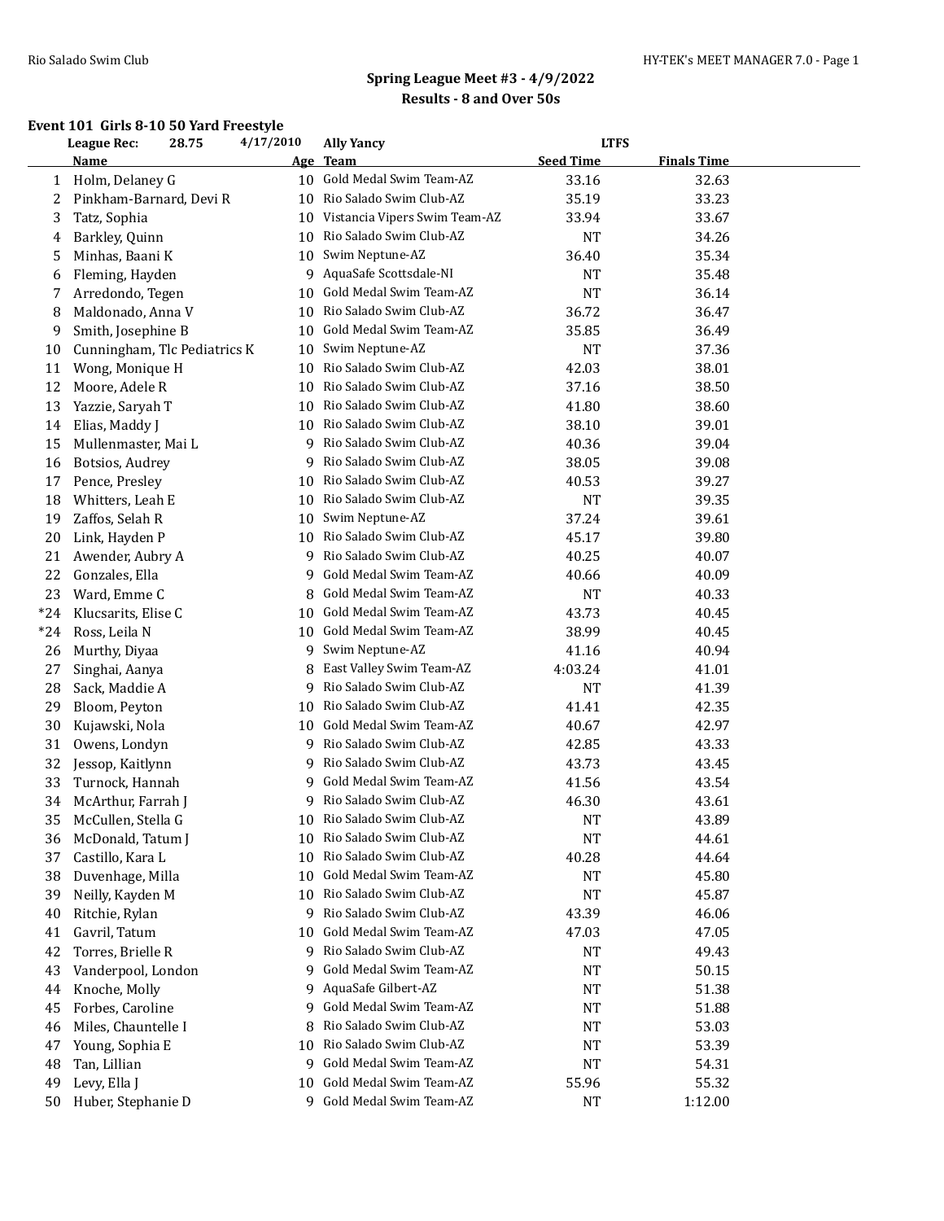## Spring League Meet #3 - 4/9/2022

### Results - 8 and Over 50s

#### Event 101 Girls 8-10 50 Yard Freestyle

League Rec: 28.75 4/17/2010 Ally Yancy LTFS

| | Name | Age | Team | Seed Time | Finals Time |
|---|---|---|---|---|---|
| 1 | Holm, Delaney G | 10 | Gold Medal Swim Team-AZ | 33.16 | 32.63 |
| 2 | Pinkham-Barnard, Devi R | 10 | Rio Salado Swim Club-AZ | 35.19 | 33.23 |
| 3 | Tatz, Sophia | 10 | Vistancia Vipers Swim Team-AZ | 33.94 | 33.67 |
| 4 | Barkley, Quinn | 10 | Rio Salado Swim Club-AZ | NT | 34.26 |
| 5 | Minhas, Baani K | 10 | Swim Neptune-AZ | 36.40 | 35.34 |
| 6 | Fleming, Hayden | 9 | AquaSafe Scottsdale-NI | NT | 35.48 |
| 7 | Arredondo, Tegen | 10 | Gold Medal Swim Team-AZ | NT | 36.14 |
| 8 | Maldonado, Anna V | 10 | Rio Salado Swim Club-AZ | 36.72 | 36.47 |
| 9 | Smith, Josephine B | 10 | Gold Medal Swim Team-AZ | 35.85 | 36.49 |
| 10 | Cunningham, Tlc Pediatrics K | 10 | Swim Neptune-AZ | NT | 37.36 |
| 11 | Wong, Monique H | 10 | Rio Salado Swim Club-AZ | 42.03 | 38.01 |
| 12 | Moore, Adele R | 10 | Rio Salado Swim Club-AZ | 37.16 | 38.50 |
| 13 | Yazzie, Saryah T | 10 | Rio Salado Swim Club-AZ | 41.80 | 38.60 |
| 14 | Elias, Maddy J | 10 | Rio Salado Swim Club-AZ | 38.10 | 39.01 |
| 15 | Mullenmaster, Mai L | 9 | Rio Salado Swim Club-AZ | 40.36 | 39.04 |
| 16 | Botsios, Audrey | 9 | Rio Salado Swim Club-AZ | 38.05 | 39.08 |
| 17 | Pence, Presley | 10 | Rio Salado Swim Club-AZ | 40.53 | 39.27 |
| 18 | Whitters, Leah E | 10 | Rio Salado Swim Club-AZ | NT | 39.35 |
| 19 | Zaffos, Selah R | 10 | Swim Neptune-AZ | 37.24 | 39.61 |
| 20 | Link, Hayden P | 10 | Rio Salado Swim Club-AZ | 45.17 | 39.80 |
| 21 | Awender, Aubry A | 9 | Rio Salado Swim Club-AZ | 40.25 | 40.07 |
| 22 | Gonzales, Ella | 9 | Gold Medal Swim Team-AZ | 40.66 | 40.09 |
| 23 | Ward, Emme C | 8 | Gold Medal Swim Team-AZ | NT | 40.33 |
| *24 | Klucsarits, Elise C | 10 | Gold Medal Swim Team-AZ | 43.73 | 40.45 |
| *24 | Ross, Leila N | 10 | Gold Medal Swim Team-AZ | 38.99 | 40.45 |
| 26 | Murthy, Diyaa | 9 | Swim Neptune-AZ | 41.16 | 40.94 |
| 27 | Singhai, Aanya | 8 | East Valley Swim Team-AZ | 4:03.24 | 41.01 |
| 28 | Sack, Maddie A | 9 | Rio Salado Swim Club-AZ | NT | 41.39 |
| 29 | Bloom, Peyton | 10 | Rio Salado Swim Club-AZ | 41.41 | 42.35 |
| 30 | Kujawski, Nola | 10 | Gold Medal Swim Team-AZ | 40.67 | 42.97 |
| 31 | Owens, Londyn | 9 | Rio Salado Swim Club-AZ | 42.85 | 43.33 |
| 32 | Jessop, Kaitlynn | 9 | Rio Salado Swim Club-AZ | 43.73 | 43.45 |
| 33 | Turnock, Hannah | 9 | Gold Medal Swim Team-AZ | 41.56 | 43.54 |
| 34 | McArthur, Farrah J | 9 | Rio Salado Swim Club-AZ | 46.30 | 43.61 |
| 35 | McCullen, Stella G | 10 | Rio Salado Swim Club-AZ | NT | 43.89 |
| 36 | McDonald, Tatum J | 10 | Rio Salado Swim Club-AZ | NT | 44.61 |
| 37 | Castillo, Kara L | 10 | Rio Salado Swim Club-AZ | 40.28 | 44.64 |
| 38 | Duvenhage, Milla | 10 | Gold Medal Swim Team-AZ | NT | 45.80 |
| 39 | Neilly, Kayden M | 10 | Rio Salado Swim Club-AZ | NT | 45.87 |
| 40 | Ritchie, Rylan | 9 | Rio Salado Swim Club-AZ | 43.39 | 46.06 |
| 41 | Gavril, Tatum | 10 | Gold Medal Swim Team-AZ | 47.03 | 47.05 |
| 42 | Torres, Brielle R | 9 | Rio Salado Swim Club-AZ | NT | 49.43 |
| 43 | Vanderpool, London | 9 | Gold Medal Swim Team-AZ | NT | 50.15 |
| 44 | Knoche, Molly | 9 | AquaSafe Gilbert-AZ | NT | 51.38 |
| 45 | Forbes, Caroline | 9 | Gold Medal Swim Team-AZ | NT | 51.88 |
| 46 | Miles, Chauntelle I | 8 | Rio Salado Swim Club-AZ | NT | 53.03 |
| 47 | Young, Sophia E | 10 | Rio Salado Swim Club-AZ | NT | 53.39 |
| 48 | Tan, Lillian | 9 | Gold Medal Swim Team-AZ | NT | 54.31 |
| 49 | Levy, Ella J | 10 | Gold Medal Swim Team-AZ | 55.96 | 55.32 |
| 50 | Huber, Stephanie D | 9 | Gold Medal Swim Team-AZ | NT | 1:12.00 |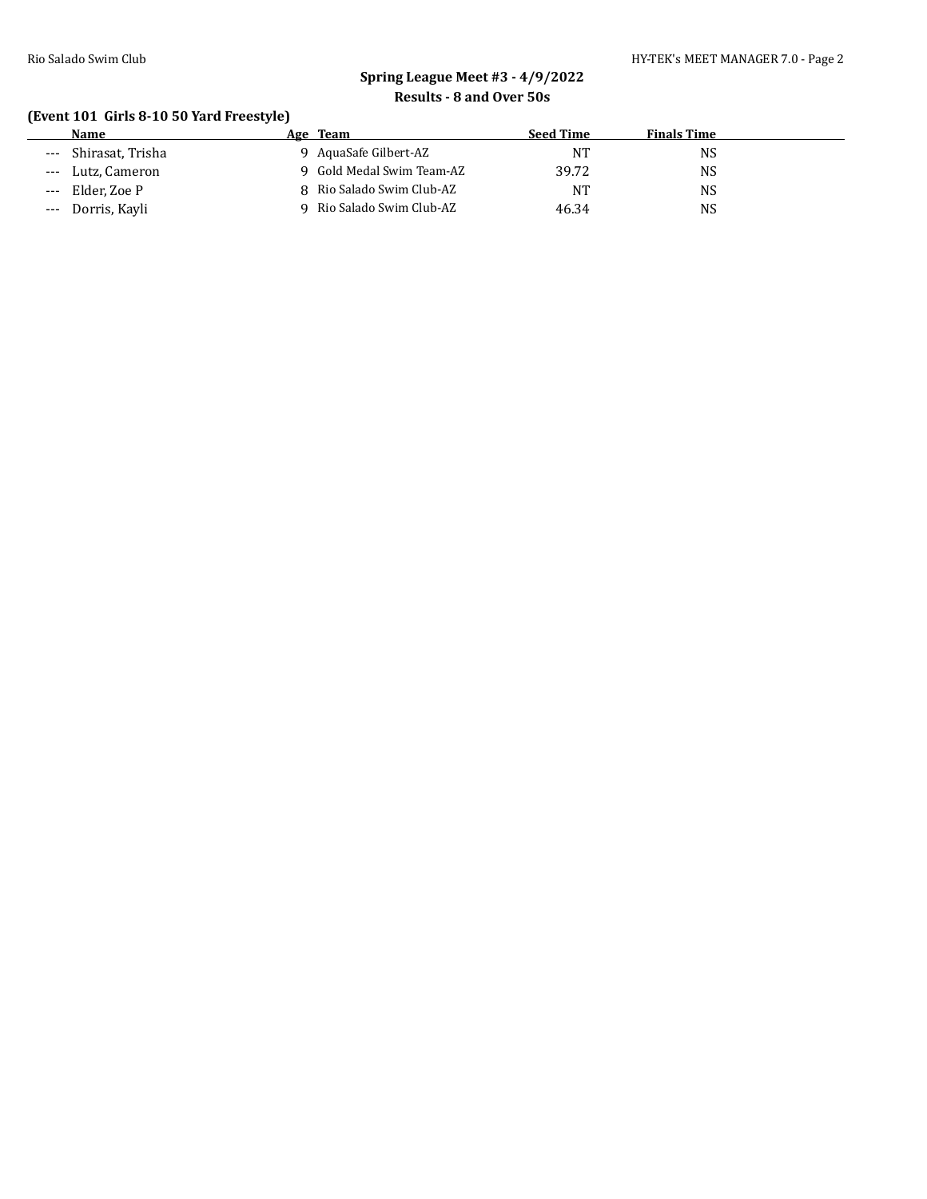## Spring League Meet #3 - 4/9/2022

### Results - 8 and Over 50s

**(Event 101 Girls 8-10 50 Yard Freestyle)**

| | Name | Age | Team | Seed Time | Finals Time |
|---|---|---|---|---|---|
| --- | Shirasat, Trisha | 9 | AquaSafe Gilbert-AZ | NT | NS |
| --- | Lutz, Cameron | 9 | Gold Medal Swim Team-AZ | 39.72 | NS |
| --- | Elder, Zoe P | 8 | Rio Salado Swim Club-AZ | NT | NS |
| --- | Dorris, Kayli | 9 | Rio Salado Swim Club-AZ | 46.34 | NS |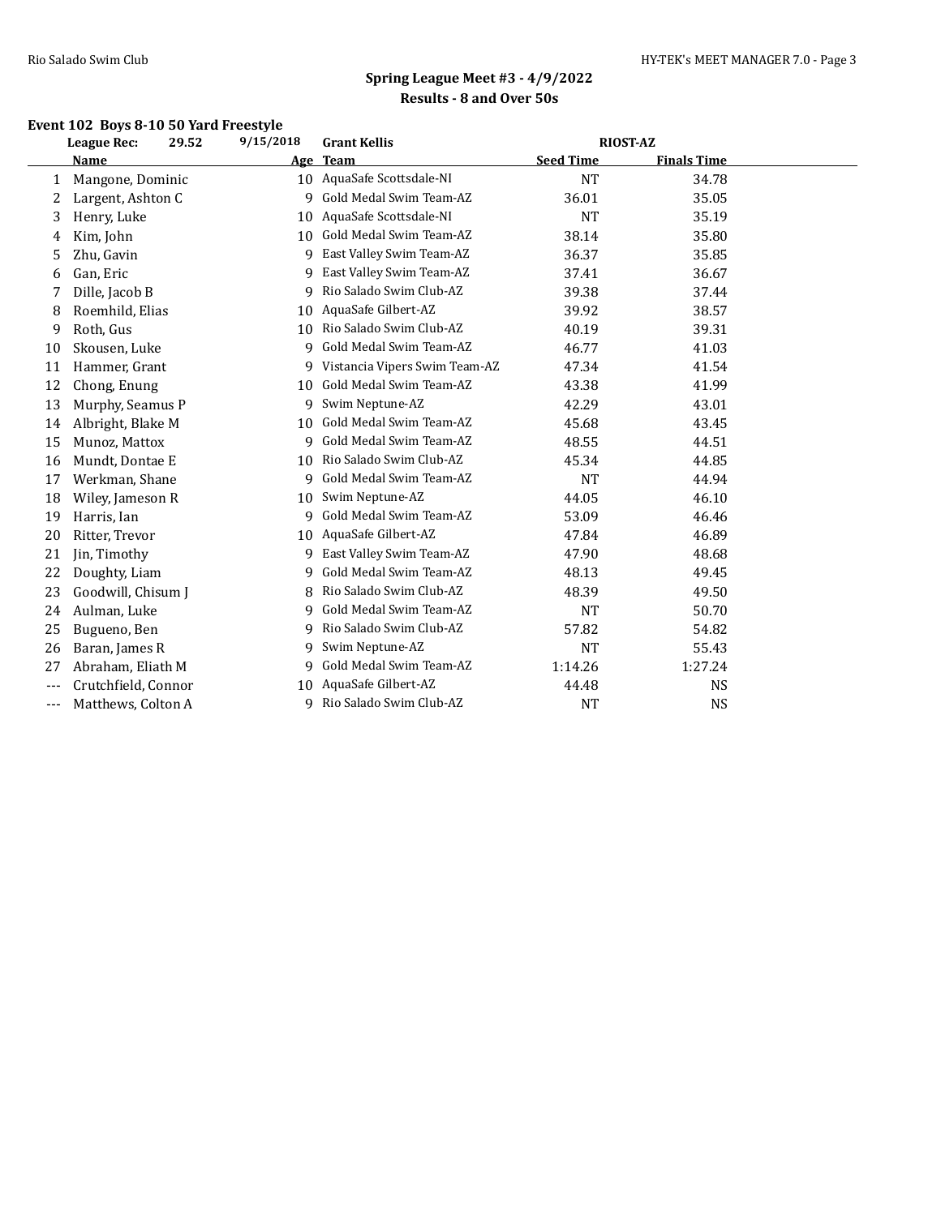## Spring League Meet #3 - 4/9/2022

### Results - 8 and Over 50s

#### Event 102 Boys 8-10 50 Yard Freestyle

**League Rec:** 29.52 9/15/2018 **Grant Kellis** **RIOST-AZ**

| | Name | Age | Team | Seed Time | Finals Time |
|---|---|---|---|---|---|
| 1 | Mangone, Dominic | 10 | AquaSafe Scottsdale-NI | NT | 34.78 |
| 2 | Largent, Ashton C | 9 | Gold Medal Swim Team-AZ | 36.01 | 35.05 |
| 3 | Henry, Luke | 10 | AquaSafe Scottsdale-NI | NT | 35.19 |
| 4 | Kim, John | 10 | Gold Medal Swim Team-AZ | 38.14 | 35.80 |
| 5 | Zhu, Gavin | 9 | East Valley Swim Team-AZ | 36.37 | 35.85 |
| 6 | Gan, Eric | 9 | East Valley Swim Team-AZ | 37.41 | 36.67 |
| 7 | Dille, Jacob B | 9 | Rio Salado Swim Club-AZ | 39.38 | 37.44 |
| 8 | Roemhild, Elias | 10 | AquaSafe Gilbert-AZ | 39.92 | 38.57 |
| 9 | Roth, Gus | 10 | Rio Salado Swim Club-AZ | 40.19 | 39.31 |
| 10 | Skousen, Luke | 9 | Gold Medal Swim Team-AZ | 46.77 | 41.03 |
| 11 | Hammer, Grant | 9 | Vistancia Vipers Swim Team-AZ | 47.34 | 41.54 |
| 12 | Chong, Enung | 10 | Gold Medal Swim Team-AZ | 43.38 | 41.99 |
| 13 | Murphy, Seamus P | 9 | Swim Neptune-AZ | 42.29 | 43.01 |
| 14 | Albright, Blake M | 10 | Gold Medal Swim Team-AZ | 45.68 | 43.45 |
| 15 | Munoz, Mattox | 9 | Gold Medal Swim Team-AZ | 48.55 | 44.51 |
| 16 | Mundt, Dontae E | 10 | Rio Salado Swim Club-AZ | 45.34 | 44.85 |
| 17 | Werkman, Shane | 9 | Gold Medal Swim Team-AZ | NT | 44.94 |
| 18 | Wiley, Jameson R | 10 | Swim Neptune-AZ | 44.05 | 46.10 |
| 19 | Harris, Ian | 9 | Gold Medal Swim Team-AZ | 53.09 | 46.46 |
| 20 | Ritter, Trevor | 10 | AquaSafe Gilbert-AZ | 47.84 | 46.89 |
| 21 | Jin, Timothy | 9 | East Valley Swim Team-AZ | 47.90 | 48.68 |
| 22 | Doughty, Liam | 9 | Gold Medal Swim Team-AZ | 48.13 | 49.45 |
| 23 | Goodwill, Chisum J | 8 | Rio Salado Swim Club-AZ | 48.39 | 49.50 |
| 24 | Aulman, Luke | 9 | Gold Medal Swim Team-AZ | NT | 50.70 |
| 25 | Bugueno, Ben | 9 | Rio Salado Swim Club-AZ | 57.82 | 54.82 |
| 26 | Baran, James R | 9 | Swim Neptune-AZ | NT | 55.43 |
| 27 | Abraham, Eliath M | 9 | Gold Medal Swim Team-AZ | 1:14.26 | 1:27.24 |
| --- | Crutchfield, Connor | 10 | AquaSafe Gilbert-AZ | 44.48 | NS |
| --- | Matthews, Colton A | 9 | Rio Salado Swim Club-AZ | NT | NS |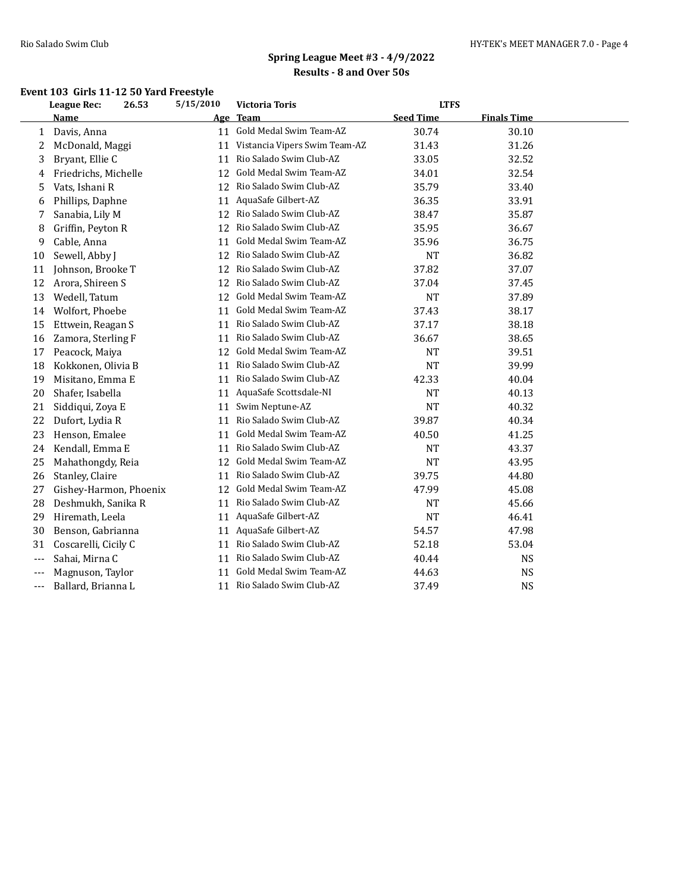## Spring League Meet #3 - 4/9/2022
### Results - 8 and Over 50s

**Event 103 Girls 11-12 50 Yard Freestyle**

| League Rec: | 26.53 | 5/15/2010 | Victoria Toris | LTFS |
|---|---|---|---|---|

| | Name | Age | Team | Seed Time | Finals Time |
|---|---|---|---|---|---|
| 1 | Davis, Anna | 11 | Gold Medal Swim Team-AZ | 30.74 | 30.10 |
| 2 | McDonald, Maggi | 11 | Vistancia Vipers Swim Team-AZ | 31.43 | 31.26 |
| 3 | Bryant, Ellie C | 11 | Rio Salado Swim Club-AZ | 33.05 | 32.52 |
| 4 | Friedrichs, Michelle | 12 | Gold Medal Swim Team-AZ | 34.01 | 32.54 |
| 5 | Vats, Ishani R | 12 | Rio Salado Swim Club-AZ | 35.79 | 33.40 |
| 6 | Phillips, Daphne | 11 | AquaSafe Gilbert-AZ | 36.35 | 33.91 |
| 7 | Sanabia, Lily M | 12 | Rio Salado Swim Club-AZ | 38.47 | 35.87 |
| 8 | Griffin, Peyton R | 12 | Rio Salado Swim Club-AZ | 35.95 | 36.67 |
| 9 | Cable, Anna | 11 | Gold Medal Swim Team-AZ | 35.96 | 36.75 |
| 10 | Sewell, Abby J | 12 | Rio Salado Swim Club-AZ | NT | 36.82 |
| 11 | Johnson, Brooke T | 12 | Rio Salado Swim Club-AZ | 37.82 | 37.07 |
| 12 | Arora, Shireen S | 12 | Rio Salado Swim Club-AZ | 37.04 | 37.45 |
| 13 | Wedell, Tatum | 12 | Gold Medal Swim Team-AZ | NT | 37.89 |
| 14 | Wolfort, Phoebe | 11 | Gold Medal Swim Team-AZ | 37.43 | 38.17 |
| 15 | Ettwein, Reagan S | 11 | Rio Salado Swim Club-AZ | 37.17 | 38.18 |
| 16 | Zamora, Sterling F | 11 | Rio Salado Swim Club-AZ | 36.67 | 38.65 |
| 17 | Peacock, Maiya | 12 | Gold Medal Swim Team-AZ | NT | 39.51 |
| 18 | Kokkonen, Olivia B | 11 | Rio Salado Swim Club-AZ | NT | 39.99 |
| 19 | Misitano, Emma E | 11 | Rio Salado Swim Club-AZ | 42.33 | 40.04 |
| 20 | Shafer, Isabella | 11 | AquaSafe Scottsdale-NI | NT | 40.13 |
| 21 | Siddiqui, Zoya E | 11 | Swim Neptune-AZ | NT | 40.32 |
| 22 | Dufort, Lydia R | 11 | Rio Salado Swim Club-AZ | 39.87 | 40.34 |
| 23 | Henson, Emalee | 11 | Gold Medal Swim Team-AZ | 40.50 | 41.25 |
| 24 | Kendall, Emma E | 11 | Rio Salado Swim Club-AZ | NT | 43.37 |
| 25 | Mahathongdy, Reia | 12 | Gold Medal Swim Team-AZ | NT | 43.95 |
| 26 | Stanley, Claire | 11 | Rio Salado Swim Club-AZ | 39.75 | 44.80 |
| 27 | Gishey-Harmon, Phoenix | 12 | Gold Medal Swim Team-AZ | 47.99 | 45.08 |
| 28 | Deshmukh, Sanika R | 11 | Rio Salado Swim Club-AZ | NT | 45.66 |
| 29 | Hiremath, Leela | 11 | AquaSafe Gilbert-AZ | NT | 46.41 |
| 30 | Benson, Gabrianna | 11 | AquaSafe Gilbert-AZ | 54.57 | 47.98 |
| 31 | Coscarelli, Cicily C | 11 | Rio Salado Swim Club-AZ | 52.18 | 53.04 |
| --- | Sahai, Mirna C | 11 | Rio Salado Swim Club-AZ | 40.44 | NS |
| --- | Magnuson, Taylor | 11 | Gold Medal Swim Team-AZ | 44.63 | NS |
| --- | Ballard, Brianna L | 11 | Rio Salado Swim Club-AZ | 37.49 | NS |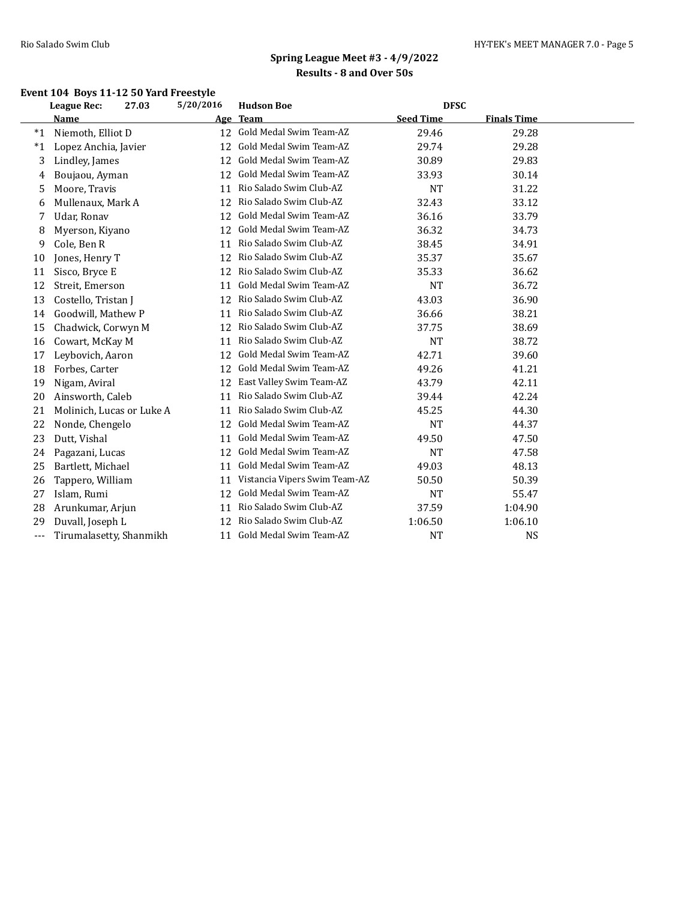## Spring League Meet #3 - 4/9/2022

### Results - 8 and Over 50s

#### Event 104 Boys 11-12 50 Yard Freestyle

League Rec: 27.03 5/20/2016 Hudson Boe DFSC

| | Name | Age | Team | Seed Time | Finals Time |
|---|---|---|---|---|---|
| *1 | Niemoth, Elliot D | 12 | Gold Medal Swim Team-AZ | 29.46 | 29.28 |
| *1 | Lopez Anchia, Javier | 12 | Gold Medal Swim Team-AZ | 29.74 | 29.28 |
| 3 | Lindley, James | 12 | Gold Medal Swim Team-AZ | 30.89 | 29.83 |
| 4 | Boujaou, Ayman | 12 | Gold Medal Swim Team-AZ | 33.93 | 30.14 |
| 5 | Moore, Travis | 11 | Rio Salado Swim Club-AZ | NT | 31.22 |
| 6 | Mullenaux, Mark A | 12 | Rio Salado Swim Club-AZ | 32.43 | 33.12 |
| 7 | Udar, Ronav | 12 | Gold Medal Swim Team-AZ | 36.16 | 33.79 |
| 8 | Myerson, Kiyano | 12 | Gold Medal Swim Team-AZ | 36.32 | 34.73 |
| 9 | Cole, Ben R | 11 | Rio Salado Swim Club-AZ | 38.45 | 34.91 |
| 10 | Jones, Henry T | 12 | Rio Salado Swim Club-AZ | 35.37 | 35.67 |
| 11 | Sisco, Bryce E | 12 | Rio Salado Swim Club-AZ | 35.33 | 36.62 |
| 12 | Streit, Emerson | 11 | Gold Medal Swim Team-AZ | NT | 36.72 |
| 13 | Costello, Tristan J | 12 | Rio Salado Swim Club-AZ | 43.03 | 36.90 |
| 14 | Goodwill, Mathew P | 11 | Rio Salado Swim Club-AZ | 36.66 | 38.21 |
| 15 | Chadwick, Corwyn M | 12 | Rio Salado Swim Club-AZ | 37.75 | 38.69 |
| 16 | Cowart, McKay M | 11 | Rio Salado Swim Club-AZ | NT | 38.72 |
| 17 | Leybovich, Aaron | 12 | Gold Medal Swim Team-AZ | 42.71 | 39.60 |
| 18 | Forbes, Carter | 12 | Gold Medal Swim Team-AZ | 49.26 | 41.21 |
| 19 | Nigam, Aviral | 12 | East Valley Swim Team-AZ | 43.79 | 42.11 |
| 20 | Ainsworth, Caleb | 11 | Rio Salado Swim Club-AZ | 39.44 | 42.24 |
| 21 | Molinich, Lucas or Luke A | 11 | Rio Salado Swim Club-AZ | 45.25 | 44.30 |
| 22 | Nonde, Chengelo | 12 | Gold Medal Swim Team-AZ | NT | 44.37 |
| 23 | Dutt, Vishal | 11 | Gold Medal Swim Team-AZ | 49.50 | 47.50 |
| 24 | Pagazani, Lucas | 12 | Gold Medal Swim Team-AZ | NT | 47.58 |
| 25 | Bartlett, Michael | 11 | Gold Medal Swim Team-AZ | 49.03 | 48.13 |
| 26 | Tappero, William | 11 | Vistancia Vipers Swim Team-AZ | 50.50 | 50.39 |
| 27 | Islam, Rumi | 12 | Gold Medal Swim Team-AZ | NT | 55.47 |
| 28 | Arunkumar, Arjun | 11 | Rio Salado Swim Club-AZ | 37.59 | 1:04.90 |
| 29 | Duvall, Joseph L | 12 | Rio Salado Swim Club-AZ | 1:06.50 | 1:06.10 |
| --- | Tirumalasetty, Shanmikh | 11 | Gold Medal Swim Team-AZ | NT | NS |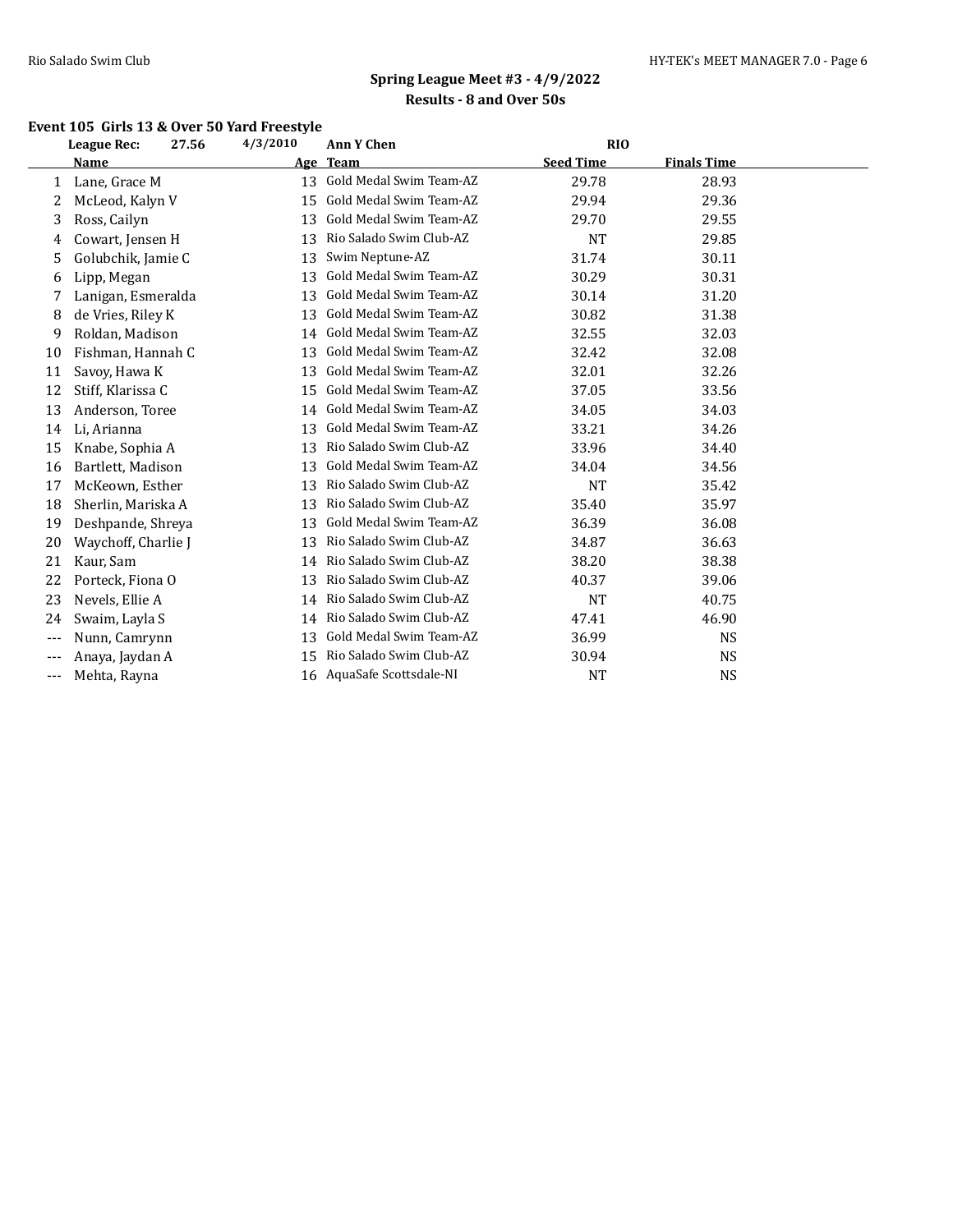## Spring League Meet #3 - 4/9/2022

### Results - 8 and Over 50s

**Event 105 Girls 13 & Over 50 Yard Freestyle**

| | Name | Age | Team | Seed Time | Finals Time |
|---|---|---|---|---|---|
| | **League Rec:** 27.56 4/3/2010 | | **Ann Y Chen** | **RIO** | |
| 1 | Lane, Grace M | 13 | Gold Medal Swim Team-AZ | 29.78 | 28.93 |
| 2 | McLeod, Kalyn V | 15 | Gold Medal Swim Team-AZ | 29.94 | 29.36 |
| 3 | Ross, Cailyn | 13 | Gold Medal Swim Team-AZ | 29.70 | 29.55 |
| 4 | Cowart, Jensen H | 13 | Rio Salado Swim Club-AZ | NT | 29.85 |
| 5 | Golubchik, Jamie C | 13 | Swim Neptune-AZ | 31.74 | 30.11 |
| 6 | Lipp, Megan | 13 | Gold Medal Swim Team-AZ | 30.29 | 30.31 |
| 7 | Lanigan, Esmeralda | 13 | Gold Medal Swim Team-AZ | 30.14 | 31.20 |
| 8 | de Vries, Riley K | 13 | Gold Medal Swim Team-AZ | 30.82 | 31.38 |
| 9 | Roldan, Madison | 14 | Gold Medal Swim Team-AZ | 32.55 | 32.03 |
| 10 | Fishman, Hannah C | 13 | Gold Medal Swim Team-AZ | 32.42 | 32.08 |
| 11 | Savoy, Hawa K | 13 | Gold Medal Swim Team-AZ | 32.01 | 32.26 |
| 12 | Stiff, Klarissa C | 15 | Gold Medal Swim Team-AZ | 37.05 | 33.56 |
| 13 | Anderson, Toree | 14 | Gold Medal Swim Team-AZ | 34.05 | 34.03 |
| 14 | Li, Arianna | 13 | Gold Medal Swim Team-AZ | 33.21 | 34.26 |
| 15 | Knabe, Sophia A | 13 | Rio Salado Swim Club-AZ | 33.96 | 34.40 |
| 16 | Bartlett, Madison | 13 | Gold Medal Swim Team-AZ | 34.04 | 34.56 |
| 17 | McKeown, Esther | 13 | Rio Salado Swim Club-AZ | NT | 35.42 |
| 18 | Sherlin, Mariska A | 13 | Rio Salado Swim Club-AZ | 35.40 | 35.97 |
| 19 | Deshpande, Shreya | 13 | Gold Medal Swim Team-AZ | 36.39 | 36.08 |
| 20 | Waychoff, Charlie J | 13 | Rio Salado Swim Club-AZ | 34.87 | 36.63 |
| 21 | Kaur, Sam | 14 | Rio Salado Swim Club-AZ | 38.20 | 38.38 |
| 22 | Porteck, Fiona O | 13 | Rio Salado Swim Club-AZ | 40.37 | 39.06 |
| 23 | Nevels, Ellie A | 14 | Rio Salado Swim Club-AZ | NT | 40.75 |
| 24 | Swaim, Layla S | 14 | Rio Salado Swim Club-AZ | 47.41 | 46.90 |
| --- | Nunn, Camrynn | 13 | Gold Medal Swim Team-AZ | 36.99 | NS |
| --- | Anaya, Jaydan A | 15 | Rio Salado Swim Club-AZ | 30.94 | NS |
| --- | Mehta, Rayna | 16 | AquaSafe Scottsdale-NI | NT | NS |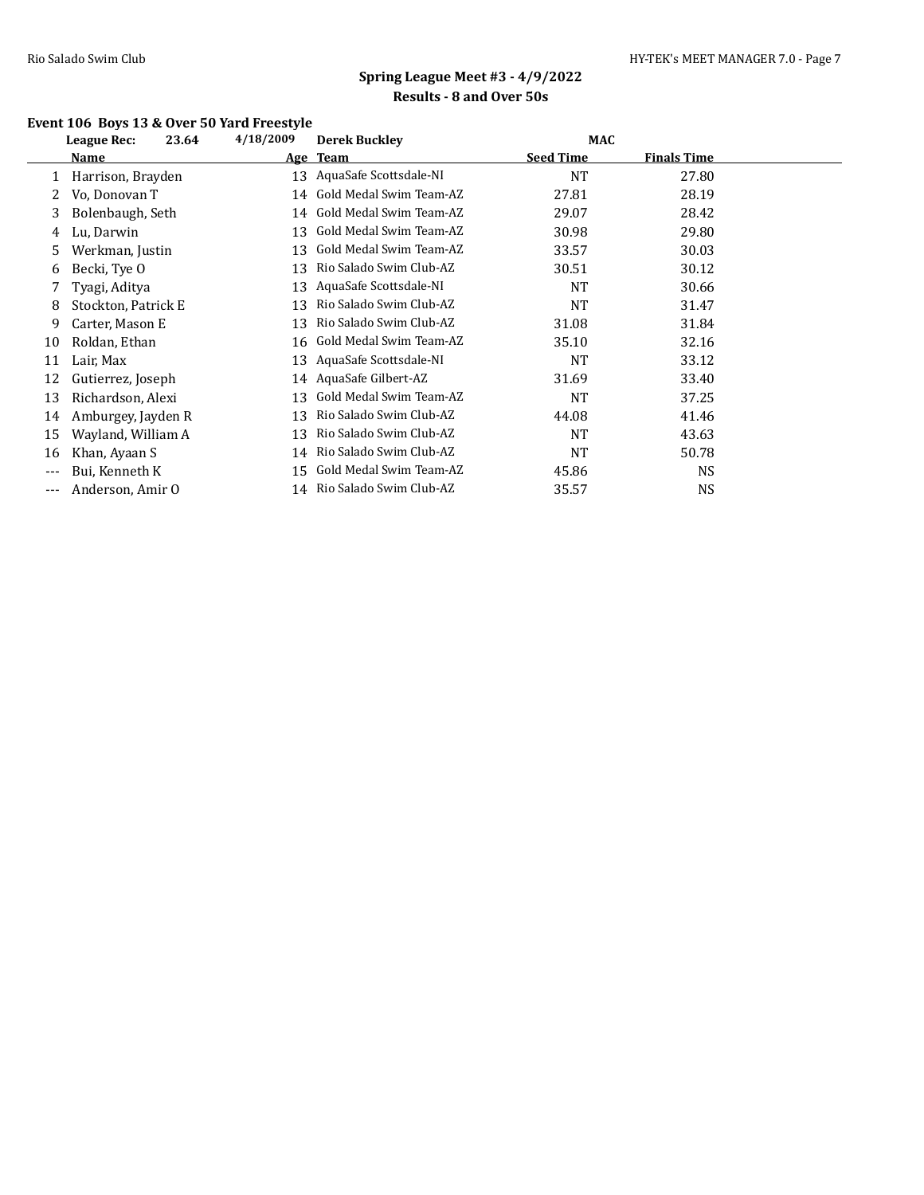## Spring League Meet #3 - 4/9/2022

### Results - 8 and Over 50s

#### Event 106 Boys 13 & Over 50 Yard Freestyle

League Rec: 23.64 4/18/2009 Derek Buckley MAC

| | Name | Age | Team | Seed Time | Finals Time |
|---|---|---|---|---|---|
| 1 | Harrison, Brayden | 13 | AquaSafe Scottsdale-NI | NT | 27.80 |
| 2 | Vo, Donovan T | 14 | Gold Medal Swim Team-AZ | 27.81 | 28.19 |
| 3 | Bolenbaugh, Seth | 14 | Gold Medal Swim Team-AZ | 29.07 | 28.42 |
| 4 | Lu, Darwin | 13 | Gold Medal Swim Team-AZ | 30.98 | 29.80 |
| 5 | Werkman, Justin | 13 | Gold Medal Swim Team-AZ | 33.57 | 30.03 |
| 6 | Becki, Tye O | 13 | Rio Salado Swim Club-AZ | 30.51 | 30.12 |
| 7 | Tyagi, Aditya | 13 | AquaSafe Scottsdale-NI | NT | 30.66 |
| 8 | Stockton, Patrick E | 13 | Rio Salado Swim Club-AZ | NT | 31.47 |
| 9 | Carter, Mason E | 13 | Rio Salado Swim Club-AZ | 31.08 | 31.84 |
| 10 | Roldan, Ethan | 16 | Gold Medal Swim Team-AZ | 35.10 | 32.16 |
| 11 | Lair, Max | 13 | AquaSafe Scottsdale-NI | NT | 33.12 |
| 12 | Gutierrez, Joseph | 14 | AquaSafe Gilbert-AZ | 31.69 | 33.40 |
| 13 | Richardson, Alexi | 13 | Gold Medal Swim Team-AZ | NT | 37.25 |
| 14 | Amburgey, Jayden R | 13 | Rio Salado Swim Club-AZ | 44.08 | 41.46 |
| 15 | Wayland, William A | 13 | Rio Salado Swim Club-AZ | NT | 43.63 |
| 16 | Khan, Ayaan S | 14 | Rio Salado Swim Club-AZ | NT | 50.78 |
| --- | Bui, Kenneth K | 15 | Gold Medal Swim Team-AZ | 45.86 | NS |
| --- | Anderson, Amir O | 14 | Rio Salado Swim Club-AZ | 35.57 | NS |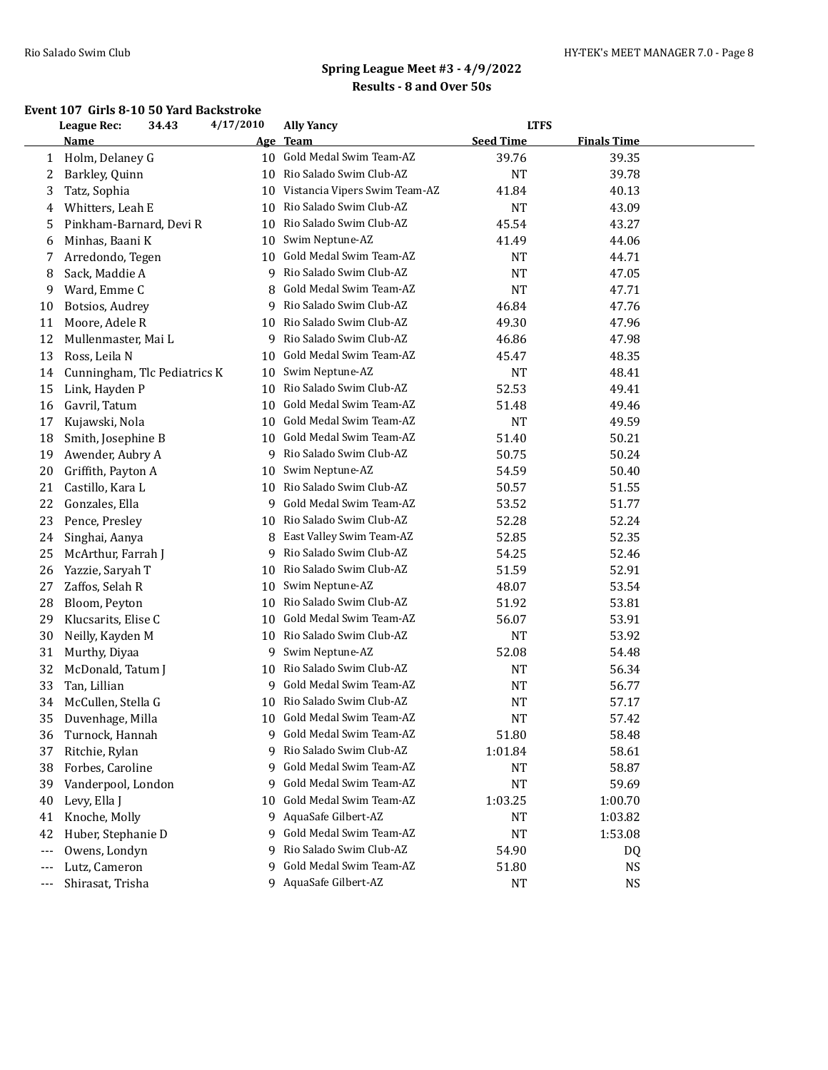## Spring League Meet #3 - 4/9/2022

### Results - 8 and Over 50s

#### Event 107 Girls 8-10 50 Yard Backstroke

**League Rec:** 34.43 4/17/2010 **Ally Yancy** **LTFS**

| | Name | Age | Team | Seed Time | Finals Time |
|---|---|---|---|---|---|
| 1 | Holm, Delaney G | 10 | Gold Medal Swim Team-AZ | 39.76 | 39.35 |
| 2 | Barkley, Quinn | 10 | Rio Salado Swim Club-AZ | NT | 39.78 |
| 3 | Tatz, Sophia | 10 | Vistancia Vipers Swim Team-AZ | 41.84 | 40.13 |
| 4 | Whitters, Leah E | 10 | Rio Salado Swim Club-AZ | NT | 43.09 |
| 5 | Pinkham-Barnard, Devi R | 10 | Rio Salado Swim Club-AZ | 45.54 | 43.27 |
| 6 | Minhas, Baani K | 10 | Swim Neptune-AZ | 41.49 | 44.06 |
| 7 | Arredondo, Tegen | 10 | Gold Medal Swim Team-AZ | NT | 44.71 |
| 8 | Sack, Maddie A | 9 | Rio Salado Swim Club-AZ | NT | 47.05 |
| 9 | Ward, Emme C | 8 | Gold Medal Swim Team-AZ | NT | 47.71 |
| 10 | Botsios, Audrey | 9 | Rio Salado Swim Club-AZ | 46.84 | 47.76 |
| 11 | Moore, Adele R | 10 | Rio Salado Swim Club-AZ | 49.30 | 47.96 |
| 12 | Mullenmaster, Mai L | 9 | Rio Salado Swim Club-AZ | 46.86 | 47.98 |
| 13 | Ross, Leila N | 10 | Gold Medal Swim Team-AZ | 45.47 | 48.35 |
| 14 | Cunningham, Tlc Pediatrics K | 10 | Swim Neptune-AZ | NT | 48.41 |
| 15 | Link, Hayden P | 10 | Rio Salado Swim Club-AZ | 52.53 | 49.41 |
| 16 | Gavril, Tatum | 10 | Gold Medal Swim Team-AZ | 51.48 | 49.46 |
| 17 | Kujawski, Nola | 10 | Gold Medal Swim Team-AZ | NT | 49.59 |
| 18 | Smith, Josephine B | 10 | Gold Medal Swim Team-AZ | 51.40 | 50.21 |
| 19 | Awender, Aubry A | 9 | Rio Salado Swim Club-AZ | 50.75 | 50.24 |
| 20 | Griffith, Payton A | 10 | Swim Neptune-AZ | 54.59 | 50.40 |
| 21 | Castillo, Kara L | 10 | Rio Salado Swim Club-AZ | 50.57 | 51.55 |
| 22 | Gonzales, Ella | 9 | Gold Medal Swim Team-AZ | 53.52 | 51.77 |
| 23 | Pence, Presley | 10 | Rio Salado Swim Club-AZ | 52.28 | 52.24 |
| 24 | Singhai, Aanya | 8 | East Valley Swim Team-AZ | 52.85 | 52.35 |
| 25 | McArthur, Farrah J | 9 | Rio Salado Swim Club-AZ | 54.25 | 52.46 |
| 26 | Yazzie, Saryah T | 10 | Rio Salado Swim Club-AZ | 51.59 | 52.91 |
| 27 | Zaffos, Selah R | 10 | Swim Neptune-AZ | 48.07 | 53.54 |
| 28 | Bloom, Peyton | 10 | Rio Salado Swim Club-AZ | 51.92 | 53.81 |
| 29 | Klucsarits, Elise C | 10 | Gold Medal Swim Team-AZ | 56.07 | 53.91 |
| 30 | Neilly, Kayden M | 10 | Rio Salado Swim Club-AZ | NT | 53.92 |
| 31 | Murthy, Diyaa | 9 | Swim Neptune-AZ | 52.08 | 54.48 |
| 32 | McDonald, Tatum J | 10 | Rio Salado Swim Club-AZ | NT | 56.34 |
| 33 | Tan, Lillian | 9 | Gold Medal Swim Team-AZ | NT | 56.77 |
| 34 | McCullen, Stella G | 10 | Rio Salado Swim Club-AZ | NT | 57.17 |
| 35 | Duvenhage, Milla | 10 | Gold Medal Swim Team-AZ | NT | 57.42 |
| 36 | Turnock, Hannah | 9 | Gold Medal Swim Team-AZ | 51.80 | 58.48 |
| 37 | Ritchie, Rylan | 9 | Rio Salado Swim Club-AZ | 1:01.84 | 58.61 |
| 38 | Forbes, Caroline | 9 | Gold Medal Swim Team-AZ | NT | 58.87 |
| 39 | Vanderpool, London | 9 | Gold Medal Swim Team-AZ | NT | 59.69 |
| 40 | Levy, Ella J | 10 | Gold Medal Swim Team-AZ | 1:03.25 | 1:00.70 |
| 41 | Knoche, Molly | 9 | AquaSafe Gilbert-AZ | NT | 1:03.82 |
| 42 | Huber, Stephanie D | 9 | Gold Medal Swim Team-AZ | NT | 1:53.08 |
| --- | Owens, Londyn | 9 | Rio Salado Swim Club-AZ | 54.90 | DQ |
| --- | Lutz, Cameron | 9 | Gold Medal Swim Team-AZ | 51.80 | NS |
| --- | Shirasat, Trisha | 9 | AquaSafe Gilbert-AZ | NT | NS |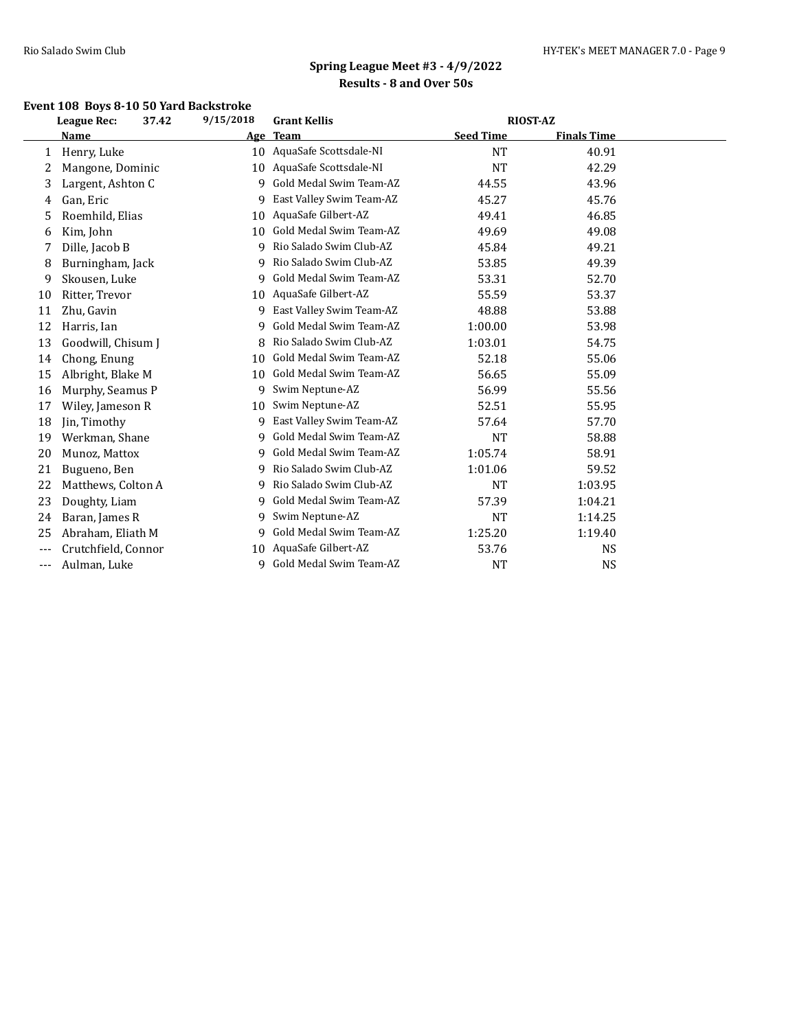## Spring League Meet #3 - 4/9/2022

### Results - 8 and Over 50s

#### Event 108 Boys 8-10 50 Yard Backstroke

League Rec: 37.42 9/15/2018 Grant Kellis RIOST-AZ

| | Name | Age | Team | Seed Time | Finals Time |
|---|---|---|---|---|---|
| 1 | Henry, Luke | 10 | AquaSafe Scottsdale-NI | NT | 40.91 |
| 2 | Mangone, Dominic | 10 | AquaSafe Scottsdale-NI | NT | 42.29 |
| 3 | Largent, Ashton C | 9 | Gold Medal Swim Team-AZ | 44.55 | 43.96 |
| 4 | Gan, Eric | 9 | East Valley Swim Team-AZ | 45.27 | 45.76 |
| 5 | Roemhild, Elias | 10 | AquaSafe Gilbert-AZ | 49.41 | 46.85 |
| 6 | Kim, John | 10 | Gold Medal Swim Team-AZ | 49.69 | 49.08 |
| 7 | Dille, Jacob B | 9 | Rio Salado Swim Club-AZ | 45.84 | 49.21 |
| 8 | Burningham, Jack | 9 | Rio Salado Swim Club-AZ | 53.85 | 49.39 |
| 9 | Skousen, Luke | 9 | Gold Medal Swim Team-AZ | 53.31 | 52.70 |
| 10 | Ritter, Trevor | 10 | AquaSafe Gilbert-AZ | 55.59 | 53.37 |
| 11 | Zhu, Gavin | 9 | East Valley Swim Team-AZ | 48.88 | 53.88 |
| 12 | Harris, Ian | 9 | Gold Medal Swim Team-AZ | 1:00.00 | 53.98 |
| 13 | Goodwill, Chisum J | 8 | Rio Salado Swim Club-AZ | 1:03.01 | 54.75 |
| 14 | Chong, Enung | 10 | Gold Medal Swim Team-AZ | 52.18 | 55.06 |
| 15 | Albright, Blake M | 10 | Gold Medal Swim Team-AZ | 56.65 | 55.09 |
| 16 | Murphy, Seamus P | 9 | Swim Neptune-AZ | 56.99 | 55.56 |
| 17 | Wiley, Jameson R | 10 | Swim Neptune-AZ | 52.51 | 55.95 |
| 18 | Jin, Timothy | 9 | East Valley Swim Team-AZ | 57.64 | 57.70 |
| 19 | Werkman, Shane | 9 | Gold Medal Swim Team-AZ | NT | 58.88 |
| 20 | Munoz, Mattox | 9 | Gold Medal Swim Team-AZ | 1:05.74 | 58.91 |
| 21 | Bugueno, Ben | 9 | Rio Salado Swim Club-AZ | 1:01.06 | 59.52 |
| 22 | Matthews, Colton A | 9 | Rio Salado Swim Club-AZ | NT | 1:03.95 |
| 23 | Doughty, Liam | 9 | Gold Medal Swim Team-AZ | 57.39 | 1:04.21 |
| 24 | Baran, James R | 9 | Swim Neptune-AZ | NT | 1:14.25 |
| 25 | Abraham, Eliath M | 9 | Gold Medal Swim Team-AZ | 1:25.20 | 1:19.40 |
| --- | Crutchfield, Connor | 10 | AquaSafe Gilbert-AZ | 53.76 | NS |
| --- | Aulman, Luke | 9 | Gold Medal Swim Team-AZ | NT | NS |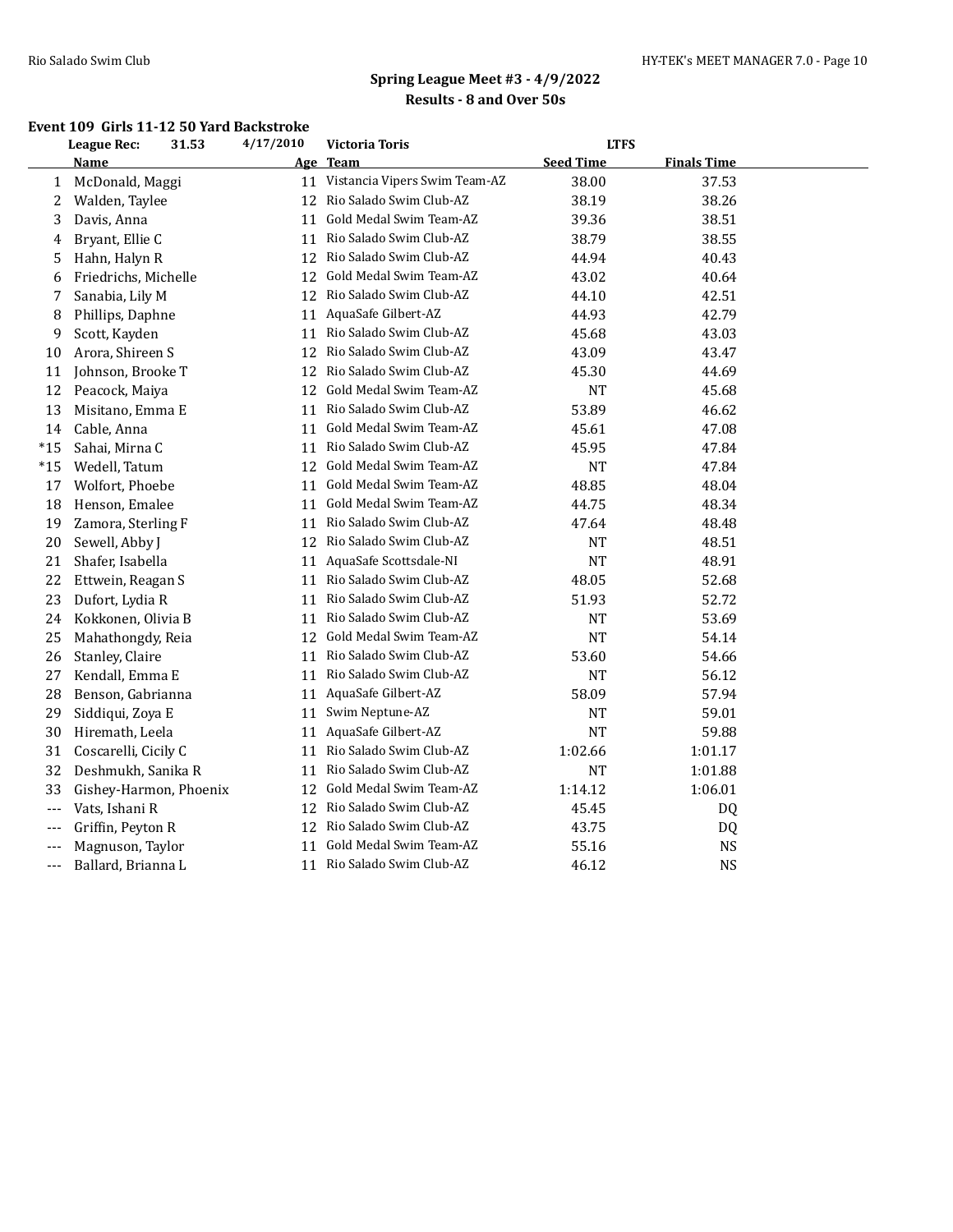## Spring League Meet #3 - 4/9/2022

### Results - 8 and Over 50s

**Event 109 Girls 11-12 50 Yard Backstroke**

| | League Rec: | 31.53 | 4/17/2010 | Victoria Toris | LTFS |
|---|---|---|---|---|---|
| | **Name** | **Age** | **Team** | **Seed Time** | **Finals Time** |
| 1 | McDonald, Maggi | 11 | Vistancia Vipers Swim Team-AZ | 38.00 | 37.53 |
| 2 | Walden, Taylee | 12 | Rio Salado Swim Club-AZ | 38.19 | 38.26 |
| 3 | Davis, Anna | 11 | Gold Medal Swim Team-AZ | 39.36 | 38.51 |
| 4 | Bryant, Ellie C | 11 | Rio Salado Swim Club-AZ | 38.79 | 38.55 |
| 5 | Hahn, Halyn R | 12 | Rio Salado Swim Club-AZ | 44.94 | 40.43 |
| 6 | Friedrichs, Michelle | 12 | Gold Medal Swim Team-AZ | 43.02 | 40.64 |
| 7 | Sanabia, Lily M | 12 | Rio Salado Swim Club-AZ | 44.10 | 42.51 |
| 8 | Phillips, Daphne | 11 | AquaSafe Gilbert-AZ | 44.93 | 42.79 |
| 9 | Scott, Kayden | 11 | Rio Salado Swim Club-AZ | 45.68 | 43.03 |
| 10 | Arora, Shireen S | 12 | Rio Salado Swim Club-AZ | 43.09 | 43.47 |
| 11 | Johnson, Brooke T | 12 | Rio Salado Swim Club-AZ | 45.30 | 44.69 |
| 12 | Peacock, Maiya | 12 | Gold Medal Swim Team-AZ | NT | 45.68 |
| 13 | Misitano, Emma E | 11 | Rio Salado Swim Club-AZ | 53.89 | 46.62 |
| 14 | Cable, Anna | 11 | Gold Medal Swim Team-AZ | 45.61 | 47.08 |
| *15 | Sahai, Mirna C | 11 | Rio Salado Swim Club-AZ | 45.95 | 47.84 |
| *15 | Wedell, Tatum | 12 | Gold Medal Swim Team-AZ | NT | 47.84 |
| 17 | Wolfort, Phoebe | 11 | Gold Medal Swim Team-AZ | 48.85 | 48.04 |
| 18 | Henson, Emalee | 11 | Gold Medal Swim Team-AZ | 44.75 | 48.34 |
| 19 | Zamora, Sterling F | 11 | Rio Salado Swim Club-AZ | 47.64 | 48.48 |
| 20 | Sewell, Abby J | 12 | Rio Salado Swim Club-AZ | NT | 48.51 |
| 21 | Shafer, Isabella | 11 | AquaSafe Scottsdale-NI | NT | 48.91 |
| 22 | Ettwein, Reagan S | 11 | Rio Salado Swim Club-AZ | 48.05 | 52.68 |
| 23 | Dufort, Lydia R | 11 | Rio Salado Swim Club-AZ | 51.93 | 52.72 |
| 24 | Kokkonen, Olivia B | 11 | Rio Salado Swim Club-AZ | NT | 53.69 |
| 25 | Mahathongdy, Reia | 12 | Gold Medal Swim Team-AZ | NT | 54.14 |
| 26 | Stanley, Claire | 11 | Rio Salado Swim Club-AZ | 53.60 | 54.66 |
| 27 | Kendall, Emma E | 11 | Rio Salado Swim Club-AZ | NT | 56.12 |
| 28 | Benson, Gabrianna | 11 | AquaSafe Gilbert-AZ | 58.09 | 57.94 |
| 29 | Siddiqui, Zoya E | 11 | Swim Neptune-AZ | NT | 59.01 |
| 30 | Hiremath, Leela | 11 | AquaSafe Gilbert-AZ | NT | 59.88 |
| 31 | Coscarelli, Cicily C | 11 | Rio Salado Swim Club-AZ | 1:02.66 | 1:01.17 |
| 32 | Deshmukh, Sanika R | 11 | Rio Salado Swim Club-AZ | NT | 1:01.88 |
| 33 | Gishey-Harmon, Phoenix | 12 | Gold Medal Swim Team-AZ | 1:14.12 | 1:06.01 |
| --- | Vats, Ishani R | 12 | Rio Salado Swim Club-AZ | 45.45 | DQ |
| --- | Griffin, Peyton R | 12 | Rio Salado Swim Club-AZ | 43.75 | DQ |
| --- | Magnuson, Taylor | 11 | Gold Medal Swim Team-AZ | 55.16 | NS |
| --- | Ballard, Brianna L | 11 | Rio Salado Swim Club-AZ | 46.12 | NS |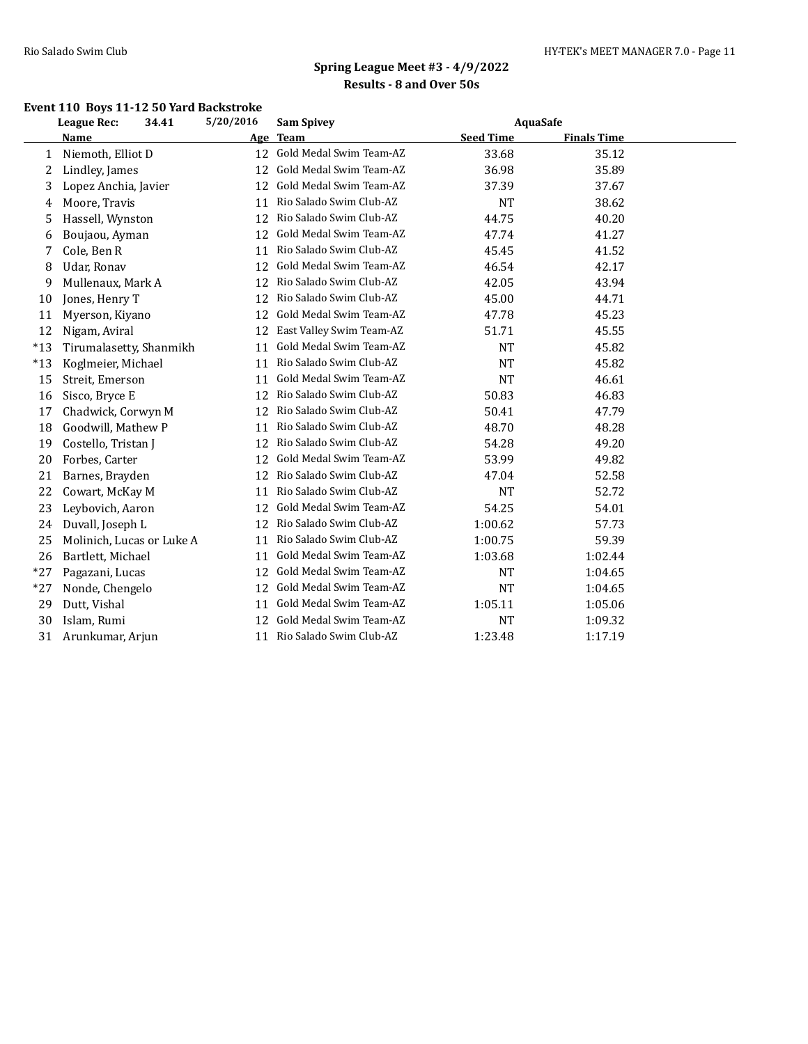## Spring League Meet #3 - 4/9/2022
### Results - 8 and Over 50s

**Event 110 Boys 11-12 50 Yard Backstroke**

League Rec: 34.41 5/20/2016 Sam Spivey AquaSafe

| | Name | Age | Team | Seed Time | Finals Time |
|---|---|---|---|---|---|
| 1 | Niemoth, Elliot D | 12 | Gold Medal Swim Team-AZ | 33.68 | 35.12 |
| 2 | Lindley, James | 12 | Gold Medal Swim Team-AZ | 36.98 | 35.89 |
| 3 | Lopez Anchia, Javier | 12 | Gold Medal Swim Team-AZ | 37.39 | 37.67 |
| 4 | Moore, Travis | 11 | Rio Salado Swim Club-AZ | NT | 38.62 |
| 5 | Hassell, Wynston | 12 | Rio Salado Swim Club-AZ | 44.75 | 40.20 |
| 6 | Boujaou, Ayman | 12 | Gold Medal Swim Team-AZ | 47.74 | 41.27 |
| 7 | Cole, Ben R | 11 | Rio Salado Swim Club-AZ | 45.45 | 41.52 |
| 8 | Udar, Ronav | 12 | Gold Medal Swim Team-AZ | 46.54 | 42.17 |
| 9 | Mullenaux, Mark A | 12 | Rio Salado Swim Club-AZ | 42.05 | 43.94 |
| 10 | Jones, Henry T | 12 | Rio Salado Swim Club-AZ | 45.00 | 44.71 |
| 11 | Myerson, Kiyano | 12 | Gold Medal Swim Team-AZ | 47.78 | 45.23 |
| 12 | Nigam, Aviral | 12 | East Valley Swim Team-AZ | 51.71 | 45.55 |
| *13 | Tirumalasetty, Shanmikh | 11 | Gold Medal Swim Team-AZ | NT | 45.82 |
| *13 | Koglmeier, Michael | 11 | Rio Salado Swim Club-AZ | NT | 45.82 |
| 15 | Streit, Emerson | 11 | Gold Medal Swim Team-AZ | NT | 46.61 |
| 16 | Sisco, Bryce E | 12 | Rio Salado Swim Club-AZ | 50.83 | 46.83 |
| 17 | Chadwick, Corwyn M | 12 | Rio Salado Swim Club-AZ | 50.41 | 47.79 |
| 18 | Goodwill, Mathew P | 11 | Rio Salado Swim Club-AZ | 48.70 | 48.28 |
| 19 | Costello, Tristan J | 12 | Rio Salado Swim Club-AZ | 54.28 | 49.20 |
| 20 | Forbes, Carter | 12 | Gold Medal Swim Team-AZ | 53.99 | 49.82 |
| 21 | Barnes, Brayden | 12 | Rio Salado Swim Club-AZ | 47.04 | 52.58 |
| 22 | Cowart, McKay M | 11 | Rio Salado Swim Club-AZ | NT | 52.72 |
| 23 | Leybovich, Aaron | 12 | Gold Medal Swim Team-AZ | 54.25 | 54.01 |
| 24 | Duvall, Joseph L | 12 | Rio Salado Swim Club-AZ | 1:00.62 | 57.73 |
| 25 | Molinich, Lucas or Luke A | 11 | Rio Salado Swim Club-AZ | 1:00.75 | 59.39 |
| 26 | Bartlett, Michael | 11 | Gold Medal Swim Team-AZ | 1:03.68 | 1:02.44 |
| *27 | Pagazani, Lucas | 12 | Gold Medal Swim Team-AZ | NT | 1:04.65 |
| *27 | Nonde, Chengelo | 12 | Gold Medal Swim Team-AZ | NT | 1:04.65 |
| 29 | Dutt, Vishal | 11 | Gold Medal Swim Team-AZ | 1:05.11 | 1:05.06 |
| 30 | Islam, Rumi | 12 | Gold Medal Swim Team-AZ | NT | 1:09.32 |
| 31 | Arunkumar, Arjun | 11 | Rio Salado Swim Club-AZ | 1:23.48 | 1:17.19 |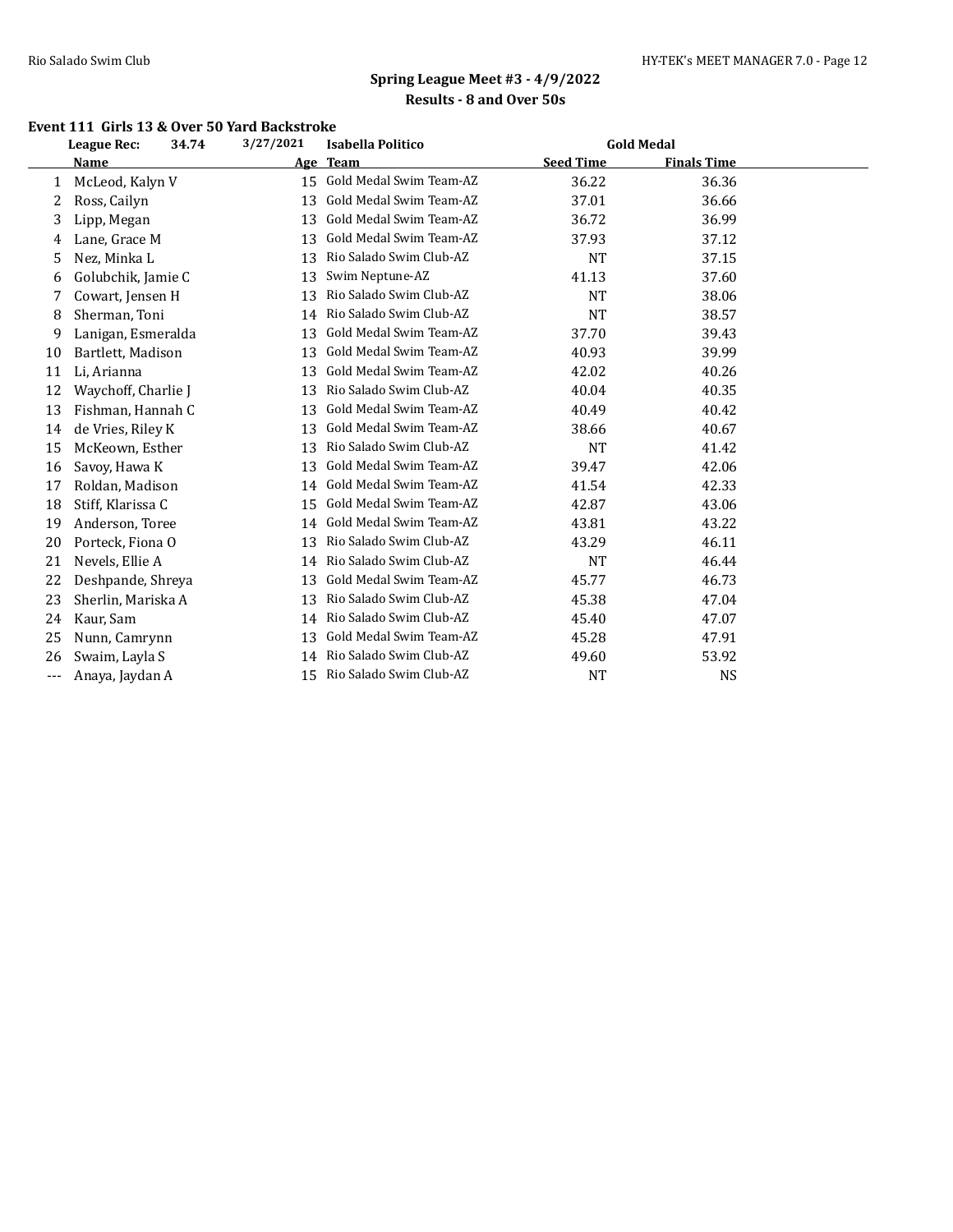## Spring League Meet #3 - 4/9/2022
### Results - 8 and Over 50s

#### Event 111 Girls 13 & Over 50 Yard Backstroke

**League Rec:** 34.74 3/27/2021 Isabella Politico Gold Medal

| | Name | Age | Team | Seed Time | Finals Time |
|---|---|---|---|---|---|
| 1 | McLeod, Kalyn V | 15 | Gold Medal Swim Team-AZ | 36.22 | 36.36 |
| 2 | Ross, Cailyn | 13 | Gold Medal Swim Team-AZ | 37.01 | 36.66 |
| 3 | Lipp, Megan | 13 | Gold Medal Swim Team-AZ | 36.72 | 36.99 |
| 4 | Lane, Grace M | 13 | Gold Medal Swim Team-AZ | 37.93 | 37.12 |
| 5 | Nez, Minka L | 13 | Rio Salado Swim Club-AZ | NT | 37.15 |
| 6 | Golubchik, Jamie C | 13 | Swim Neptune-AZ | 41.13 | 37.60 |
| 7 | Cowart, Jensen H | 13 | Rio Salado Swim Club-AZ | NT | 38.06 |
| 8 | Sherman, Toni | 14 | Rio Salado Swim Club-AZ | NT | 38.57 |
| 9 | Lanigan, Esmeralda | 13 | Gold Medal Swim Team-AZ | 37.70 | 39.43 |
| 10 | Bartlett, Madison | 13 | Gold Medal Swim Team-AZ | 40.93 | 39.99 |
| 11 | Li, Arianna | 13 | Gold Medal Swim Team-AZ | 42.02 | 40.26 |
| 12 | Waychoff, Charlie J | 13 | Rio Salado Swim Club-AZ | 40.04 | 40.35 |
| 13 | Fishman, Hannah C | 13 | Gold Medal Swim Team-AZ | 40.49 | 40.42 |
| 14 | de Vries, Riley K | 13 | Gold Medal Swim Team-AZ | 38.66 | 40.67 |
| 15 | McKeown, Esther | 13 | Rio Salado Swim Club-AZ | NT | 41.42 |
| 16 | Savoy, Hawa K | 13 | Gold Medal Swim Team-AZ | 39.47 | 42.06 |
| 17 | Roldan, Madison | 14 | Gold Medal Swim Team-AZ | 41.54 | 42.33 |
| 18 | Stiff, Klarissa C | 15 | Gold Medal Swim Team-AZ | 42.87 | 43.06 |
| 19 | Anderson, Toree | 14 | Gold Medal Swim Team-AZ | 43.81 | 43.22 |
| 20 | Porteck, Fiona O | 13 | Rio Salado Swim Club-AZ | 43.29 | 46.11 |
| 21 | Nevels, Ellie A | 14 | Rio Salado Swim Club-AZ | NT | 46.44 |
| 22 | Deshpande, Shreya | 13 | Gold Medal Swim Team-AZ | 45.77 | 46.73 |
| 23 | Sherlin, Mariska A | 13 | Rio Salado Swim Club-AZ | 45.38 | 47.04 |
| 24 | Kaur, Sam | 14 | Rio Salado Swim Club-AZ | 45.40 | 47.07 |
| 25 | Nunn, Camrynn | 13 | Gold Medal Swim Team-AZ | 45.28 | 47.91 |
| 26 | Swaim, Layla S | 14 | Rio Salado Swim Club-AZ | 49.60 | 53.92 |
| --- | Anaya, Jaydan A | 15 | Rio Salado Swim Club-AZ | NT | NS |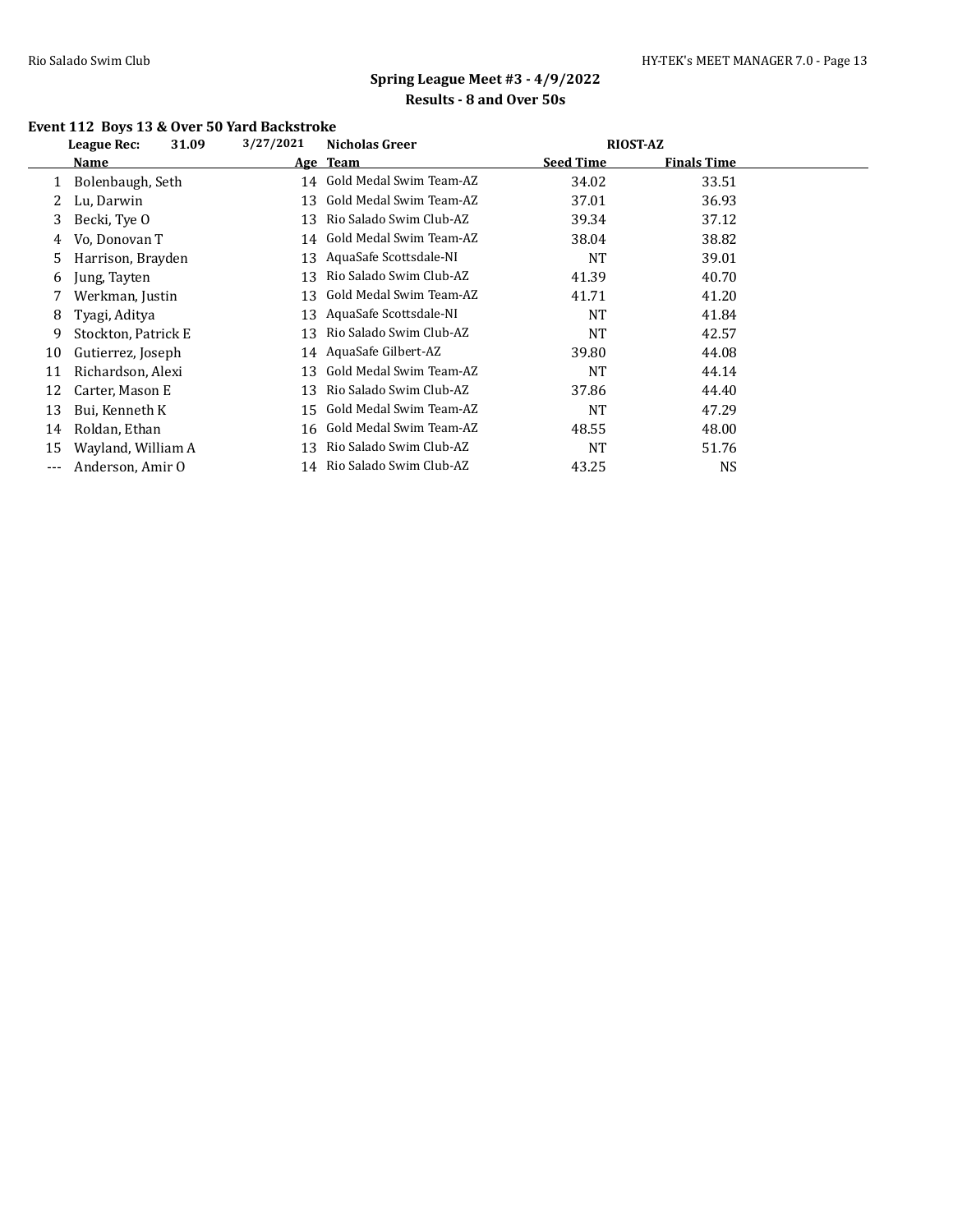**Spring League Meet #3 - 4/9/2022**

**Results - 8 and Over 50s**

### Event 112 Boys 13 & Over 50 Yard Backstroke

| League Rec: | 31.09 | 3/27/2021 | Nicholas Greer | RIOST-AZ | |
|---|---|---|---|---|---|
| | **Name** | **Age** | **Team** | **Seed Time** | **Finals Time** |
| 1 | Bolenbaugh, Seth | 14 | Gold Medal Swim Team-AZ | 34.02 | 33.51 |
| 2 | Lu, Darwin | 13 | Gold Medal Swim Team-AZ | 37.01 | 36.93 |
| 3 | Becki, Tye O | 13 | Rio Salado Swim Club-AZ | 39.34 | 37.12 |
| 4 | Vo, Donovan T | 14 | Gold Medal Swim Team-AZ | 38.04 | 38.82 |
| 5 | Harrison, Brayden | 13 | AquaSafe Scottsdale-NI | NT | 39.01 |
| 6 | Jung, Tayten | 13 | Rio Salado Swim Club-AZ | 41.39 | 40.70 |
| 7 | Werkman, Justin | 13 | Gold Medal Swim Team-AZ | 41.71 | 41.20 |
| 8 | Tyagi, Aditya | 13 | AquaSafe Scottsdale-NI | NT | 41.84 |
| 9 | Stockton, Patrick E | 13 | Rio Salado Swim Club-AZ | NT | 42.57 |
| 10 | Gutierrez, Joseph | 14 | AquaSafe Gilbert-AZ | 39.80 | 44.08 |
| 11 | Richardson, Alexi | 13 | Gold Medal Swim Team-AZ | NT | 44.14 |
| 12 | Carter, Mason E | 13 | Rio Salado Swim Club-AZ | 37.86 | 44.40 |
| 13 | Bui, Kenneth K | 15 | Gold Medal Swim Team-AZ | NT | 47.29 |
| 14 | Roldan, Ethan | 16 | Gold Medal Swim Team-AZ | 48.55 | 48.00 |
| 15 | Wayland, William A | 13 | Rio Salado Swim Club-AZ | NT | 51.76 |
| --- | Anderson, Amir O | 14 | Rio Salado Swim Club-AZ | 43.25 | NS |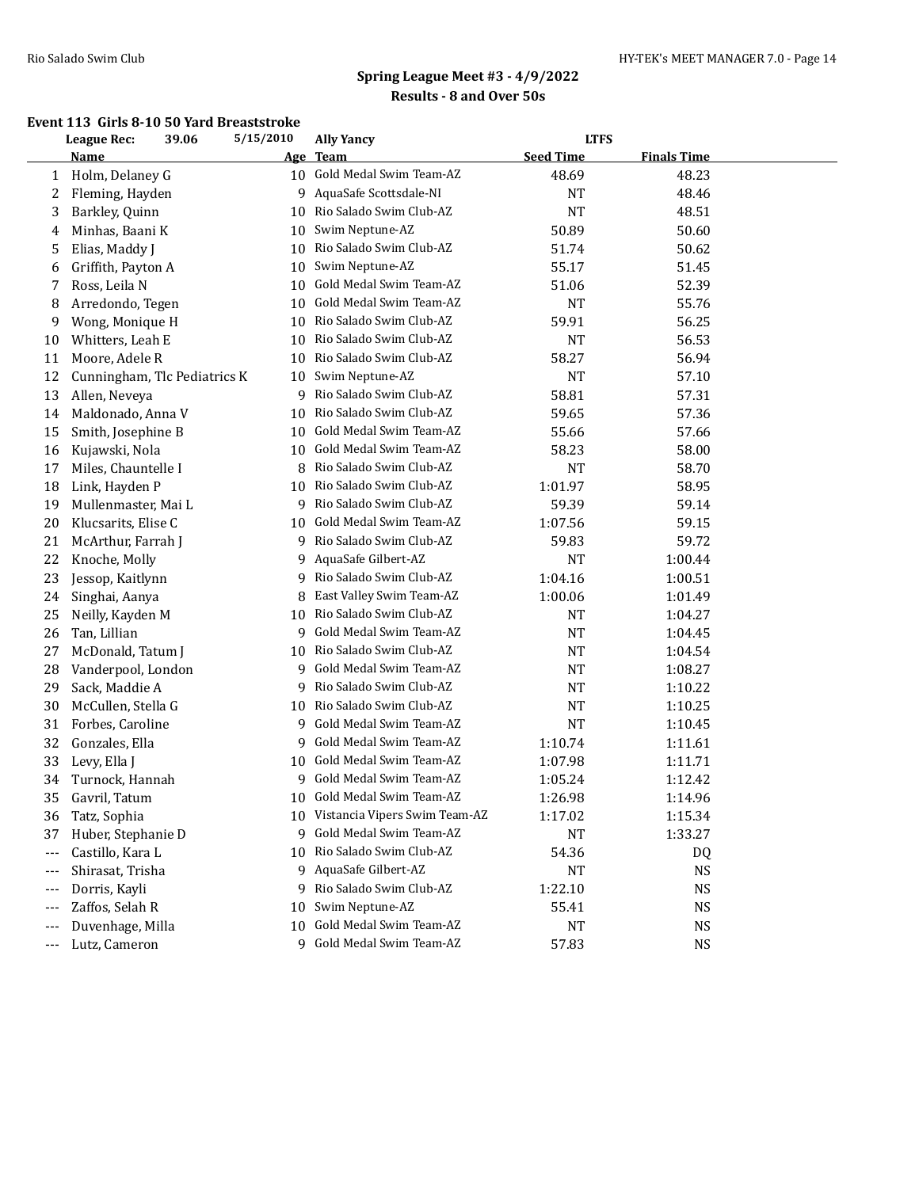## Spring League Meet #3 - 4/9/2022

### Results - 8 and Over 50s

#### Event 113 Girls 8-10 50 Yard Breaststroke

League Rec: 39.06 5/15/2010 Ally Yancy LTFS

| | Name | Age | Team | Seed Time | Finals Time |
|---|---|---|---|---|---|
| 1 | Holm, Delaney G | 10 | Gold Medal Swim Team-AZ | 48.69 | 48.23 |
| 2 | Fleming, Hayden | 9 | AquaSafe Scottsdale-NI | NT | 48.46 |
| 3 | Barkley, Quinn | 10 | Rio Salado Swim Club-AZ | NT | 48.51 |
| 4 | Minhas, Baani K | 10 | Swim Neptune-AZ | 50.89 | 50.60 |
| 5 | Elias, Maddy J | 10 | Rio Salado Swim Club-AZ | 51.74 | 50.62 |
| 6 | Griffith, Payton A | 10 | Swim Neptune-AZ | 55.17 | 51.45 |
| 7 | Ross, Leila N | 10 | Gold Medal Swim Team-AZ | 51.06 | 52.39 |
| 8 | Arredondo, Tegen | 10 | Gold Medal Swim Team-AZ | NT | 55.76 |
| 9 | Wong, Monique H | 10 | Rio Salado Swim Club-AZ | 59.91 | 56.25 |
| 10 | Whitters, Leah E | 10 | Rio Salado Swim Club-AZ | NT | 56.53 |
| 11 | Moore, Adele R | 10 | Rio Salado Swim Club-AZ | 58.27 | 56.94 |
| 12 | Cunningham, Tlc Pediatrics K | 10 | Swim Neptune-AZ | NT | 57.10 |
| 13 | Allen, Neveya | 9 | Rio Salado Swim Club-AZ | 58.81 | 57.31 |
| 14 | Maldonado, Anna V | 10 | Rio Salado Swim Club-AZ | 59.65 | 57.36 |
| 15 | Smith, Josephine B | 10 | Gold Medal Swim Team-AZ | 55.66 | 57.66 |
| 16 | Kujawski, Nola | 10 | Gold Medal Swim Team-AZ | 58.23 | 58.00 |
| 17 | Miles, Chauntelle I | 8 | Rio Salado Swim Club-AZ | NT | 58.70 |
| 18 | Link, Hayden P | 10 | Rio Salado Swim Club-AZ | 1:01.97 | 58.95 |
| 19 | Mullenmaster, Mai L | 9 | Rio Salado Swim Club-AZ | 59.39 | 59.14 |
| 20 | Klucsarits, Elise C | 10 | Gold Medal Swim Team-AZ | 1:07.56 | 59.15 |
| 21 | McArthur, Farrah J | 9 | Rio Salado Swim Club-AZ | 59.83 | 59.72 |
| 22 | Knoche, Molly | 9 | AquaSafe Gilbert-AZ | NT | 1:00.44 |
| 23 | Jessop, Kaitlynn | 9 | Rio Salado Swim Club-AZ | 1:04.16 | 1:00.51 |
| 24 | Singhai, Aanya | 8 | East Valley Swim Team-AZ | 1:00.06 | 1:01.49 |
| 25 | Neilly, Kayden M | 10 | Rio Salado Swim Club-AZ | NT | 1:04.27 |
| 26 | Tan, Lillian | 9 | Gold Medal Swim Team-AZ | NT | 1:04.45 |
| 27 | McDonald, Tatum J | 10 | Rio Salado Swim Club-AZ | NT | 1:04.54 |
| 28 | Vanderpool, London | 9 | Gold Medal Swim Team-AZ | NT | 1:08.27 |
| 29 | Sack, Maddie A | 9 | Rio Salado Swim Club-AZ | NT | 1:10.22 |
| 30 | McCullen, Stella G | 10 | Rio Salado Swim Club-AZ | NT | 1:10.25 |
| 31 | Forbes, Caroline | 9 | Gold Medal Swim Team-AZ | NT | 1:10.45 |
| 32 | Gonzales, Ella | 9 | Gold Medal Swim Team-AZ | 1:10.74 | 1:11.61 |
| 33 | Levy, Ella J | 10 | Gold Medal Swim Team-AZ | 1:07.98 | 1:11.71 |
| 34 | Turnock, Hannah | 9 | Gold Medal Swim Team-AZ | 1:05.24 | 1:12.42 |
| 35 | Gavril, Tatum | 10 | Gold Medal Swim Team-AZ | 1:26.98 | 1:14.96 |
| 36 | Tatz, Sophia | 10 | Vistancia Vipers Swim Team-AZ | 1:17.02 | 1:15.34 |
| 37 | Huber, Stephanie D | 9 | Gold Medal Swim Team-AZ | NT | 1:33.27 |
| --- | Castillo, Kara L | 10 | Rio Salado Swim Club-AZ | 54.36 | DQ |
| --- | Shirasat, Trisha | 9 | AquaSafe Gilbert-AZ | NT | NS |
| --- | Dorris, Kayli | 9 | Rio Salado Swim Club-AZ | 1:22.10 | NS |
| --- | Zaffos, Selah R | 10 | Swim Neptune-AZ | 55.41 | NS |
| --- | Duvenhage, Milla | 10 | Gold Medal Swim Team-AZ | NT | NS |
| --- | Lutz, Cameron | 9 | Gold Medal Swim Team-AZ | 57.83 | NS |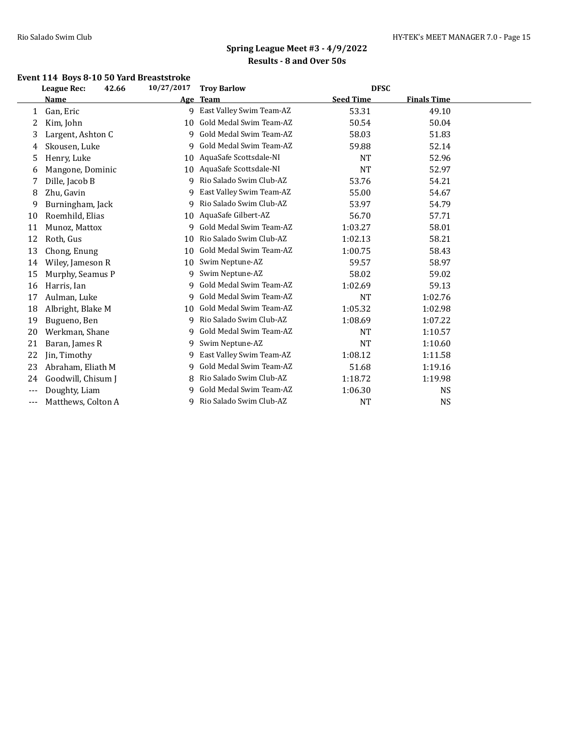## Spring League Meet #3 - 4/9/2022

### Results - 8 and Over 50s

#### Event 114 Boys 8-10 50 Yard Breaststroke

| | League Rec: 42.66 | 10/27/2017 | Troy Barlow | DFSC | |
|---|---|---|---|---|---|
| | **Name** | **Age** | **Team** | **Seed Time** | **Finals Time** |
| 1 | Gan, Eric | 9 | East Valley Swim Team-AZ | 53.31 | 49.10 |
| 2 | Kim, John | 10 | Gold Medal Swim Team-AZ | 50.54 | 50.04 |
| 3 | Largent, Ashton C | 9 | Gold Medal Swim Team-AZ | 58.03 | 51.83 |
| 4 | Skousen, Luke | 9 | Gold Medal Swim Team-AZ | 59.88 | 52.14 |
| 5 | Henry, Luke | 10 | AquaSafe Scottsdale-NI | NT | 52.96 |
| 6 | Mangone, Dominic | 10 | AquaSafe Scottsdale-NI | NT | 52.97 |
| 7 | Dille, Jacob B | 9 | Rio Salado Swim Club-AZ | 53.76 | 54.21 |
| 8 | Zhu, Gavin | 9 | East Valley Swim Team-AZ | 55.00 | 54.67 |
| 9 | Burningham, Jack | 9 | Rio Salado Swim Club-AZ | 53.97 | 54.79 |
| 10 | Roemhild, Elias | 10 | AquaSafe Gilbert-AZ | 56.70 | 57.71 |
| 11 | Munoz, Mattox | 9 | Gold Medal Swim Team-AZ | 1:03.27 | 58.01 |
| 12 | Roth, Gus | 10 | Rio Salado Swim Club-AZ | 1:02.13 | 58.21 |
| 13 | Chong, Enung | 10 | Gold Medal Swim Team-AZ | 1:00.75 | 58.43 |
| 14 | Wiley, Jameson R | 10 | Swim Neptune-AZ | 59.57 | 58.97 |
| 15 | Murphy, Seamus P | 9 | Swim Neptune-AZ | 58.02 | 59.02 |
| 16 | Harris, Ian | 9 | Gold Medal Swim Team-AZ | 1:02.69 | 59.13 |
| 17 | Aulman, Luke | 9 | Gold Medal Swim Team-AZ | NT | 1:02.76 |
| 18 | Albright, Blake M | 10 | Gold Medal Swim Team-AZ | 1:05.32 | 1:02.98 |
| 19 | Bugueno, Ben | 9 | Rio Salado Swim Club-AZ | 1:08.69 | 1:07.22 |
| 20 | Werkman, Shane | 9 | Gold Medal Swim Team-AZ | NT | 1:10.57 |
| 21 | Baran, James R | 9 | Swim Neptune-AZ | NT | 1:10.60 |
| 22 | Jin, Timothy | 9 | East Valley Swim Team-AZ | 1:08.12 | 1:11.58 |
| 23 | Abraham, Eliath M | 9 | Gold Medal Swim Team-AZ | 51.68 | 1:19.16 |
| 24 | Goodwill, Chisum J | 8 | Rio Salado Swim Club-AZ | 1:18.72 | 1:19.98 |
| --- | Doughty, Liam | 9 | Gold Medal Swim Team-AZ | 1:06.30 | NS |
| --- | Matthews, Colton A | 9 | Rio Salado Swim Club-AZ | NT | NS |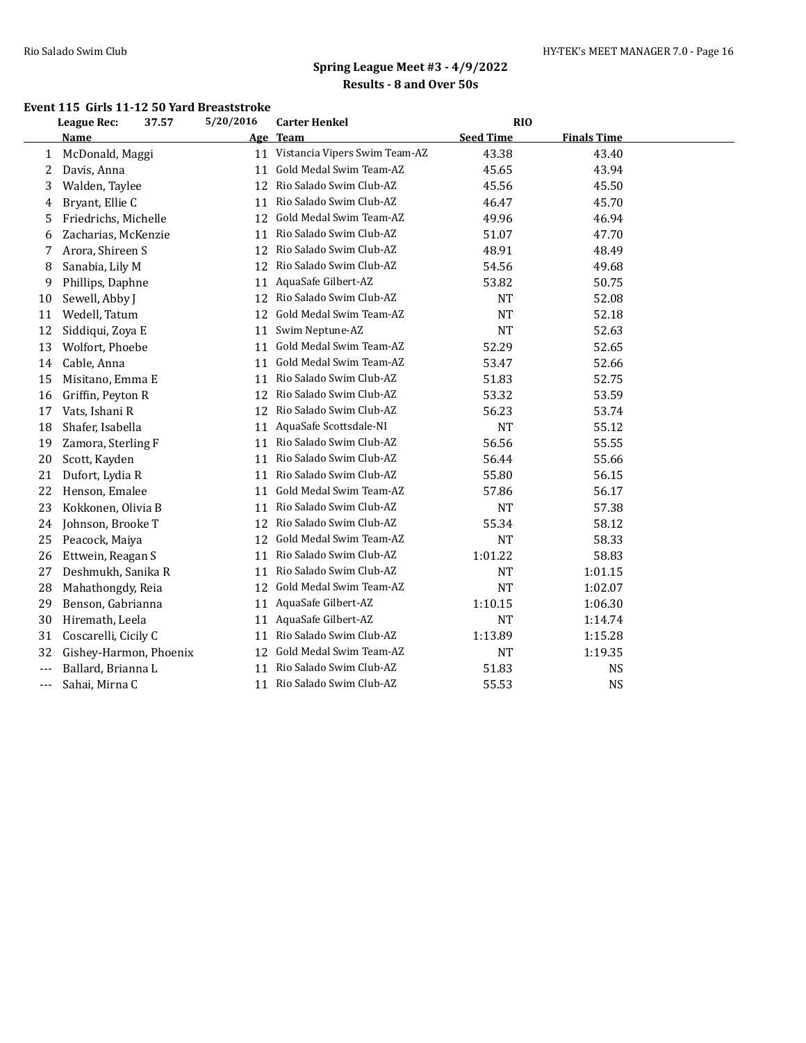## Spring League Meet #3 - 4/9/2022

### Results - 8 and Over 50s

#### Event 115 Girls 11-12 50 Yard Breaststroke

League Rec: 37.57 5/20/2016 Carter Henkel RIO

| | Name | Age | Team | Seed Time | Finals Time |
|---|---|---|---|---|---|
| 1 | McDonald, Maggi | 11 | Vistancia Vipers Swim Team-AZ | 43.38 | 43.40 |
| 2 | Davis, Anna | 11 | Gold Medal Swim Team-AZ | 45.65 | 43.94 |
| 3 | Walden, Taylee | 12 | Rio Salado Swim Club-AZ | 45.56 | 45.50 |
| 4 | Bryant, Ellie C | 11 | Rio Salado Swim Club-AZ | 46.47 | 45.70 |
| 5 | Friedrichs, Michelle | 12 | Gold Medal Swim Team-AZ | 49.96 | 46.94 |
| 6 | Zacharias, McKenzie | 11 | Rio Salado Swim Club-AZ | 51.07 | 47.70 |
| 7 | Arora, Shireen S | 12 | Rio Salado Swim Club-AZ | 48.91 | 48.49 |
| 8 | Sanabia, Lily M | 12 | Rio Salado Swim Club-AZ | 54.56 | 49.68 |
| 9 | Phillips, Daphne | 11 | AquaSafe Gilbert-AZ | 53.82 | 50.75 |
| 10 | Sewell, Abby J | 12 | Rio Salado Swim Club-AZ | NT | 52.08 |
| 11 | Wedell, Tatum | 12 | Gold Medal Swim Team-AZ | NT | 52.18 |
| 12 | Siddiqui, Zoya E | 11 | Swim Neptune-AZ | NT | 52.63 |
| 13 | Wolfort, Phoebe | 11 | Gold Medal Swim Team-AZ | 52.29 | 52.65 |
| 14 | Cable, Anna | 11 | Gold Medal Swim Team-AZ | 53.47 | 52.66 |
| 15 | Misitano, Emma E | 11 | Rio Salado Swim Club-AZ | 51.83 | 52.75 |
| 16 | Griffin, Peyton R | 12 | Rio Salado Swim Club-AZ | 53.32 | 53.59 |
| 17 | Vats, Ishani R | 12 | Rio Salado Swim Club-AZ | 56.23 | 53.74 |
| 18 | Shafer, Isabella | 11 | AquaSafe Scottsdale-NI | NT | 55.12 |
| 19 | Zamora, Sterling F | 11 | Rio Salado Swim Club-AZ | 56.56 | 55.55 |
| 20 | Scott, Kayden | 11 | Rio Salado Swim Club-AZ | 56.44 | 55.66 |
| 21 | Dufort, Lydia R | 11 | Rio Salado Swim Club-AZ | 55.80 | 56.15 |
| 22 | Henson, Emalee | 11 | Gold Medal Swim Team-AZ | 57.86 | 56.17 |
| 23 | Kokkonen, Olivia B | 11 | Rio Salado Swim Club-AZ | NT | 57.38 |
| 24 | Johnson, Brooke T | 12 | Rio Salado Swim Club-AZ | 55.34 | 58.12 |
| 25 | Peacock, Maiya | 12 | Gold Medal Swim Team-AZ | NT | 58.33 |
| 26 | Ettwein, Reagan S | 11 | Rio Salado Swim Club-AZ | 1:01.22 | 58.83 |
| 27 | Deshmukh, Sanika R | 11 | Rio Salado Swim Club-AZ | NT | 1:01.15 |
| 28 | Mahathongdy, Reia | 12 | Gold Medal Swim Team-AZ | NT | 1:02.07 |
| 29 | Benson, Gabrianna | 11 | AquaSafe Gilbert-AZ | 1:10.15 | 1:06.30 |
| 30 | Hiremath, Leela | 11 | AquaSafe Gilbert-AZ | NT | 1:14.74 |
| 31 | Coscarelli, Cicily C | 11 | Rio Salado Swim Club-AZ | 1:13.89 | 1:15.28 |
| 32 | Gishey-Harmon, Phoenix | 12 | Gold Medal Swim Team-AZ | NT | 1:19.35 |
| --- | Ballard, Brianna L | 11 | Rio Salado Swim Club-AZ | 51.83 | NS |
| --- | Sahai, Mirna C | 11 | Rio Salado Swim Club-AZ | 55.53 | NS |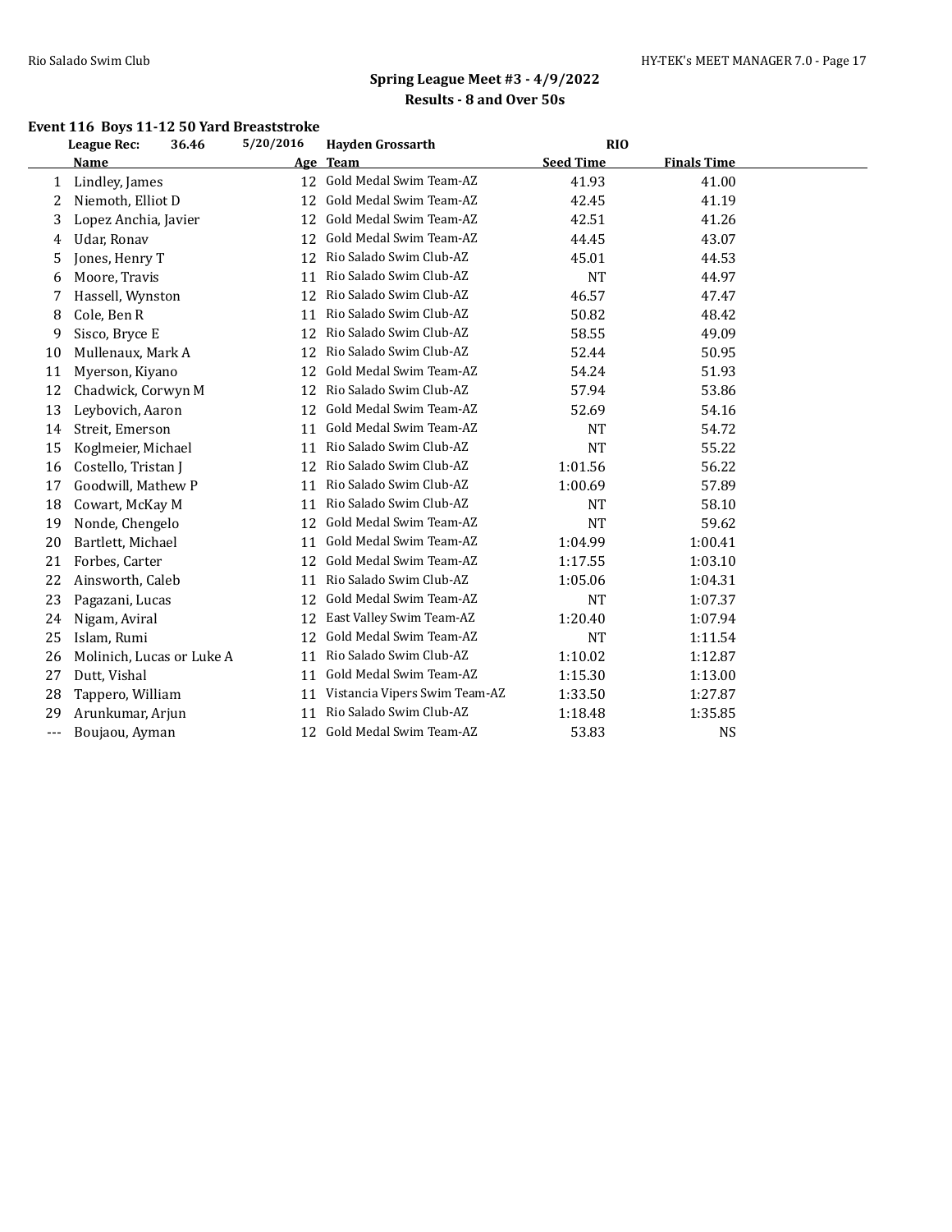**Spring League Meet #3 - 4/9/2022**
**Results - 8 and Over 50s**

### Event 116 Boys 11-12 50 Yard Breaststroke

| | League Rec: 36.46 | 5/20/2016 | Hayden Grossarth | RIO | |
|---|---|---|---|---|---|
| | **Name** | **Age** | **Team** | **Seed Time** | **Finals Time** |
| 1 | Lindley, James | 12 | Gold Medal Swim Team-AZ | 41.93 | 41.00 |
| 2 | Niemoth, Elliot D | 12 | Gold Medal Swim Team-AZ | 42.45 | 41.19 |
| 3 | Lopez Anchia, Javier | 12 | Gold Medal Swim Team-AZ | 42.51 | 41.26 |
| 4 | Udar, Ronav | 12 | Gold Medal Swim Team-AZ | 44.45 | 43.07 |
| 5 | Jones, Henry T | 12 | Rio Salado Swim Club-AZ | 45.01 | 44.53 |
| 6 | Moore, Travis | 11 | Rio Salado Swim Club-AZ | NT | 44.97 |
| 7 | Hassell, Wynston | 12 | Rio Salado Swim Club-AZ | 46.57 | 47.47 |
| 8 | Cole, Ben R | 11 | Rio Salado Swim Club-AZ | 50.82 | 48.42 |
| 9 | Sisco, Bryce E | 12 | Rio Salado Swim Club-AZ | 58.55 | 49.09 |
| 10 | Mullenaux, Mark A | 12 | Rio Salado Swim Club-AZ | 52.44 | 50.95 |
| 11 | Myerson, Kiyano | 12 | Gold Medal Swim Team-AZ | 54.24 | 51.93 |
| 12 | Chadwick, Corwyn M | 12 | Rio Salado Swim Club-AZ | 57.94 | 53.86 |
| 13 | Leybovich, Aaron | 12 | Gold Medal Swim Team-AZ | 52.69 | 54.16 |
| 14 | Streit, Emerson | 11 | Gold Medal Swim Team-AZ | NT | 54.72 |
| 15 | Koglmeier, Michael | 11 | Rio Salado Swim Club-AZ | NT | 55.22 |
| 16 | Costello, Tristan J | 12 | Rio Salado Swim Club-AZ | 1:01.56 | 56.22 |
| 17 | Goodwill, Mathew P | 11 | Rio Salado Swim Club-AZ | 1:00.69 | 57.89 |
| 18 | Cowart, McKay M | 11 | Rio Salado Swim Club-AZ | NT | 58.10 |
| 19 | Nonde, Chengelo | 12 | Gold Medal Swim Team-AZ | NT | 59.62 |
| 20 | Bartlett, Michael | 11 | Gold Medal Swim Team-AZ | 1:04.99 | 1:00.41 |
| 21 | Forbes, Carter | 12 | Gold Medal Swim Team-AZ | 1:17.55 | 1:03.10 |
| 22 | Ainsworth, Caleb | 11 | Rio Salado Swim Club-AZ | 1:05.06 | 1:04.31 |
| 23 | Pagazani, Lucas | 12 | Gold Medal Swim Team-AZ | NT | 1:07.37 |
| 24 | Nigam, Aviral | 12 | East Valley Swim Team-AZ | 1:20.40 | 1:07.94 |
| 25 | Islam, Rumi | 12 | Gold Medal Swim Team-AZ | NT | 1:11.54 |
| 26 | Molinich, Lucas or Luke A | 11 | Rio Salado Swim Club-AZ | 1:10.02 | 1:12.87 |
| 27 | Dutt, Vishal | 11 | Gold Medal Swim Team-AZ | 1:15.30 | 1:13.00 |
| 28 | Tappero, William | 11 | Vistancia Vipers Swim Team-AZ | 1:33.50 | 1:27.87 |
| 29 | Arunkumar, Arjun | 11 | Rio Salado Swim Club-AZ | 1:18.48 | 1:35.85 |
| --- | Boujaou, Ayman | 12 | Gold Medal Swim Team-AZ | 53.83 | NS |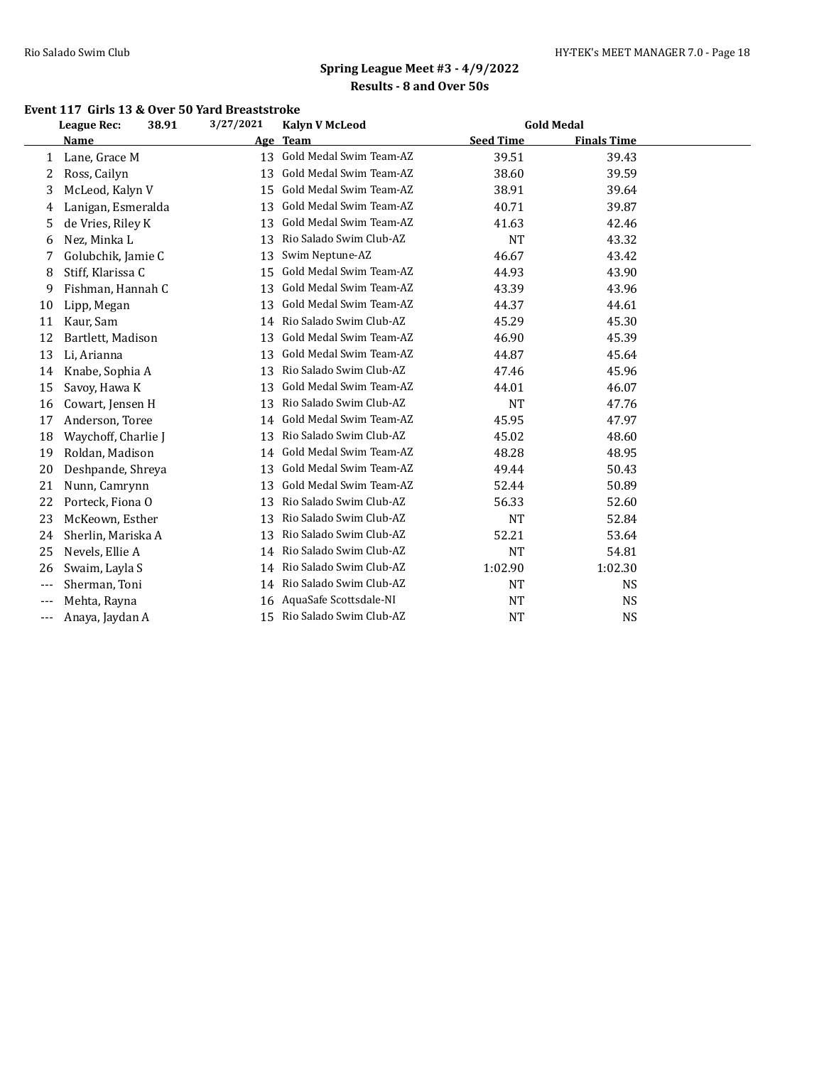## Spring League Meet #3 - 4/9/2022

### Results - 8 and Over 50s

#### Event 117 Girls 13 & Over 50 Yard Breaststroke

League Rec: 38.91 3/27/2021 Kalyn V McLeod Gold Medal

| | Name | Age | Team | Seed Time | Finals Time |
|---|---|---|---|---|---|
| 1 | Lane, Grace M | 13 | Gold Medal Swim Team-AZ | 39.51 | 39.43 |
| 2 | Ross, Cailyn | 13 | Gold Medal Swim Team-AZ | 38.60 | 39.59 |
| 3 | McLeod, Kalyn V | 15 | Gold Medal Swim Team-AZ | 38.91 | 39.64 |
| 4 | Lanigan, Esmeralda | 13 | Gold Medal Swim Team-AZ | 40.71 | 39.87 |
| 5 | de Vries, Riley K | 13 | Gold Medal Swim Team-AZ | 41.63 | 42.46 |
| 6 | Nez, Minka L | 13 | Rio Salado Swim Club-AZ | NT | 43.32 |
| 7 | Golubchik, Jamie C | 13 | Swim Neptune-AZ | 46.67 | 43.42 |
| 8 | Stiff, Klarissa C | 15 | Gold Medal Swim Team-AZ | 44.93 | 43.90 |
| 9 | Fishman, Hannah C | 13 | Gold Medal Swim Team-AZ | 43.39 | 43.96 |
| 10 | Lipp, Megan | 13 | Gold Medal Swim Team-AZ | 44.37 | 44.61 |
| 11 | Kaur, Sam | 14 | Rio Salado Swim Club-AZ | 45.29 | 45.30 |
| 12 | Bartlett, Madison | 13 | Gold Medal Swim Team-AZ | 46.90 | 45.39 |
| 13 | Li, Arianna | 13 | Gold Medal Swim Team-AZ | 44.87 | 45.64 |
| 14 | Knabe, Sophia A | 13 | Rio Salado Swim Club-AZ | 47.46 | 45.96 |
| 15 | Savoy, Hawa K | 13 | Gold Medal Swim Team-AZ | 44.01 | 46.07 |
| 16 | Cowart, Jensen H | 13 | Rio Salado Swim Club-AZ | NT | 47.76 |
| 17 | Anderson, Toree | 14 | Gold Medal Swim Team-AZ | 45.95 | 47.97 |
| 18 | Waychoff, Charlie J | 13 | Rio Salado Swim Club-AZ | 45.02 | 48.60 |
| 19 | Roldan, Madison | 14 | Gold Medal Swim Team-AZ | 48.28 | 48.95 |
| 20 | Deshpande, Shreya | 13 | Gold Medal Swim Team-AZ | 49.44 | 50.43 |
| 21 | Nunn, Camrynn | 13 | Gold Medal Swim Team-AZ | 52.44 | 50.89 |
| 22 | Porteck, Fiona O | 13 | Rio Salado Swim Club-AZ | 56.33 | 52.60 |
| 23 | McKeown, Esther | 13 | Rio Salado Swim Club-AZ | NT | 52.84 |
| 24 | Sherlin, Mariska A | 13 | Rio Salado Swim Club-AZ | 52.21 | 53.64 |
| 25 | Nevels, Ellie A | 14 | Rio Salado Swim Club-AZ | NT | 54.81 |
| 26 | Swaim, Layla S | 14 | Rio Salado Swim Club-AZ | 1:02.90 | 1:02.30 |
| --- | Sherman, Toni | 14 | Rio Salado Swim Club-AZ | NT | NS |
| --- | Mehta, Rayna | 16 | AquaSafe Scottsdale-NI | NT | NS |
| --- | Anaya, Jaydan A | 15 | Rio Salado Swim Club-AZ | NT | NS |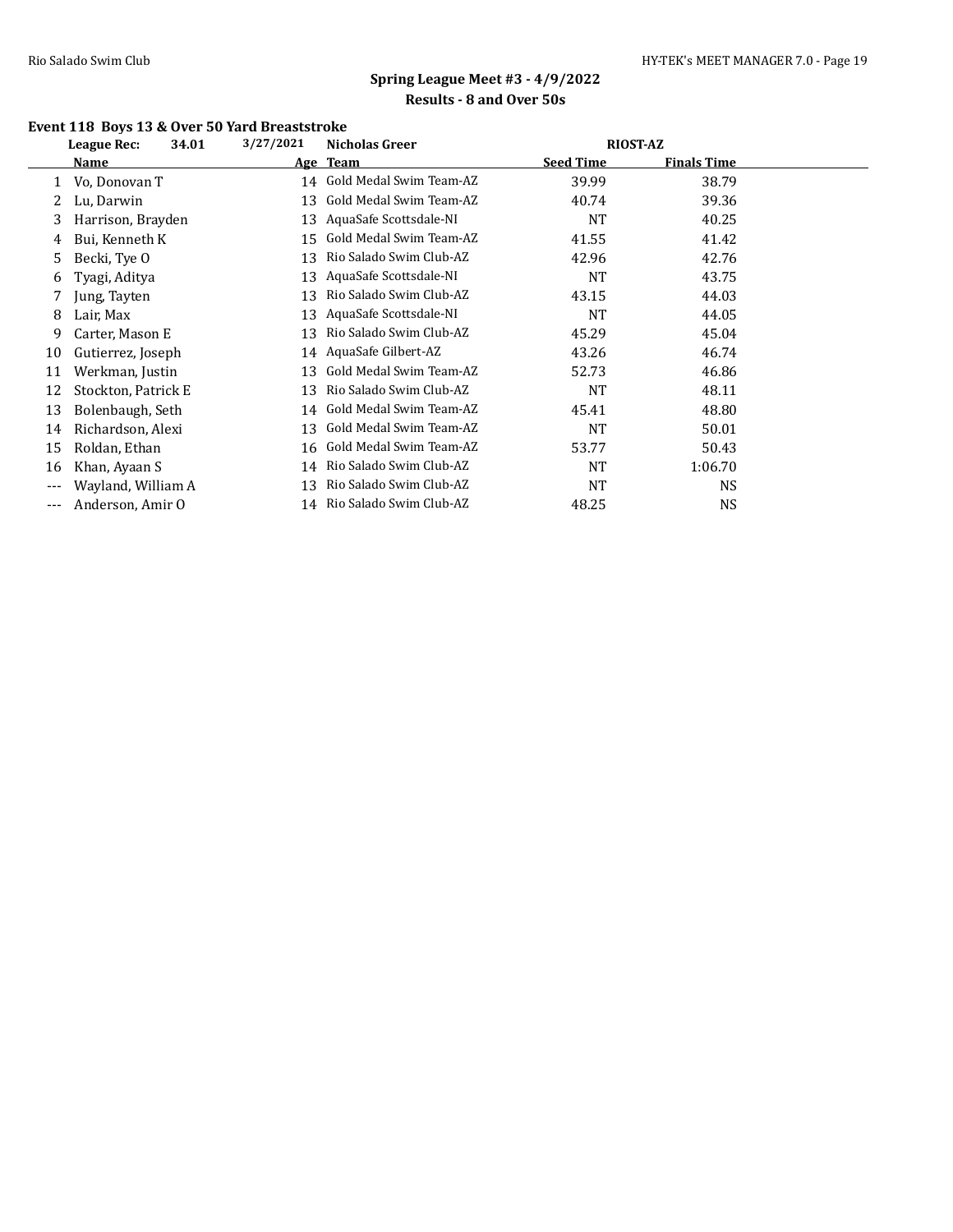## Spring League Meet #3 - 4/9/2022

### Results - 8 and Over 50s

**Event 118 Boys 13 & Over 50 Yard Breaststroke**

| | League Rec: 34.01 | 3/27/2021 | Nicholas Greer | RIOST-AZ | |
|---|---|---|---|---|---|
| | **Name** | **Age** | **Team** | **Seed Time** | **Finals Time** |
| 1 | Vo, Donovan T | 14 | Gold Medal Swim Team-AZ | 39.99 | 38.79 |
| 2 | Lu, Darwin | 13 | Gold Medal Swim Team-AZ | 40.74 | 39.36 |
| 3 | Harrison, Brayden | 13 | AquaSafe Scottsdale-NI | NT | 40.25 |
| 4 | Bui, Kenneth K | 15 | Gold Medal Swim Team-AZ | 41.55 | 41.42 |
| 5 | Becki, Tye O | 13 | Rio Salado Swim Club-AZ | 42.96 | 42.76 |
| 6 | Tyagi, Aditya | 13 | AquaSafe Scottsdale-NI | NT | 43.75 |
| 7 | Jung, Tayten | 13 | Rio Salado Swim Club-AZ | 43.15 | 44.03 |
| 8 | Lair, Max | 13 | AquaSafe Scottsdale-NI | NT | 44.05 |
| 9 | Carter, Mason E | 13 | Rio Salado Swim Club-AZ | 45.29 | 45.04 |
| 10 | Gutierrez, Joseph | 14 | AquaSafe Gilbert-AZ | 43.26 | 46.74 |
| 11 | Werkman, Justin | 13 | Gold Medal Swim Team-AZ | 52.73 | 46.86 |
| 12 | Stockton, Patrick E | 13 | Rio Salado Swim Club-AZ | NT | 48.11 |
| 13 | Bolenbaugh, Seth | 14 | Gold Medal Swim Team-AZ | 45.41 | 48.80 |
| 14 | Richardson, Alexi | 13 | Gold Medal Swim Team-AZ | NT | 50.01 |
| 15 | Roldan, Ethan | 16 | Gold Medal Swim Team-AZ | 53.77 | 50.43 |
| 16 | Khan, Ayaan S | 14 | Rio Salado Swim Club-AZ | NT | 1:06.70 |
| --- | Wayland, William A | 13 | Rio Salado Swim Club-AZ | NT | NS |
| --- | Anderson, Amir O | 14 | Rio Salado Swim Club-AZ | 48.25 | NS |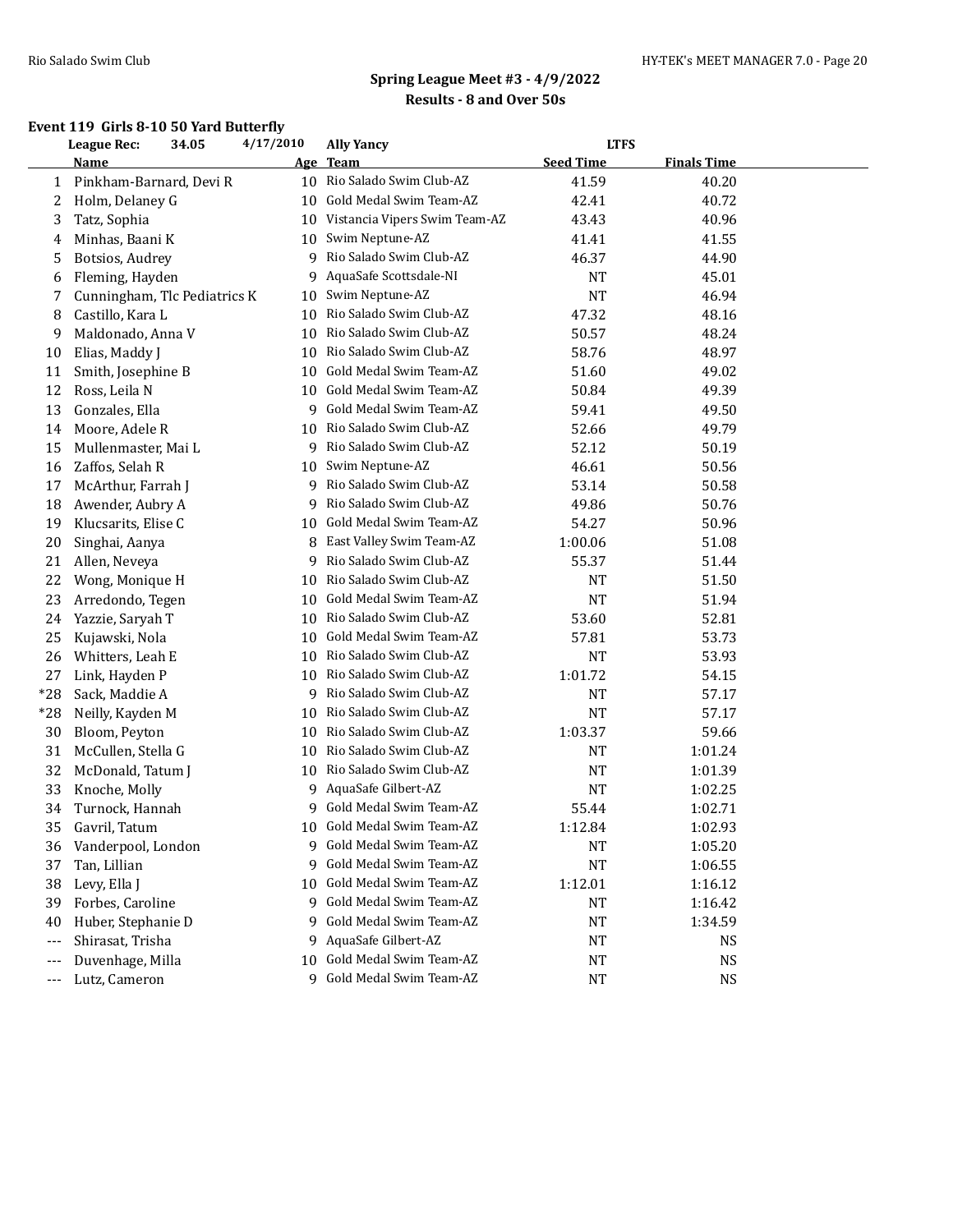## Spring League Meet #3 - 4/9/2022

### Results - 8 and Over 50s

#### Event 119 Girls 8-10 50 Yard Butterfly

| | League Rec: 34.05 | 4/17/2010 | Ally Yancy | LTFS | |
|---|---|---|---|---|---|
| | **Name** | **Age** | **Team** | **Seed Time** | **Finals Time** |
| 1 | Pinkham-Barnard, Devi R | 10 | Rio Salado Swim Club-AZ | 41.59 | 40.20 |
| 2 | Holm, Delaney G | 10 | Gold Medal Swim Team-AZ | 42.41 | 40.72 |
| 3 | Tatz, Sophia | 10 | Vistancia Vipers Swim Team-AZ | 43.43 | 40.96 |
| 4 | Minhas, Baani K | 10 | Swim Neptune-AZ | 41.41 | 41.55 |
| 5 | Botsios, Audrey | 9 | Rio Salado Swim Club-AZ | 46.37 | 44.90 |
| 6 | Fleming, Hayden | 9 | AquaSafe Scottsdale-NI | NT | 45.01 |
| 7 | Cunningham, Tlc Pediatrics K | 10 | Swim Neptune-AZ | NT | 46.94 |
| 8 | Castillo, Kara L | 10 | Rio Salado Swim Club-AZ | 47.32 | 48.16 |
| 9 | Maldonado, Anna V | 10 | Rio Salado Swim Club-AZ | 50.57 | 48.24 |
| 10 | Elias, Maddy J | 10 | Rio Salado Swim Club-AZ | 58.76 | 48.97 |
| 11 | Smith, Josephine B | 10 | Gold Medal Swim Team-AZ | 51.60 | 49.02 |
| 12 | Ross, Leila N | 10 | Gold Medal Swim Team-AZ | 50.84 | 49.39 |
| 13 | Gonzales, Ella | 9 | Gold Medal Swim Team-AZ | 59.41 | 49.50 |
| 14 | Moore, Adele R | 10 | Rio Salado Swim Club-AZ | 52.66 | 49.79 |
| 15 | Mullenmaster, Mai L | 9 | Rio Salado Swim Club-AZ | 52.12 | 50.19 |
| 16 | Zaffos, Selah R | 10 | Swim Neptune-AZ | 46.61 | 50.56 |
| 17 | McArthur, Farrah J | 9 | Rio Salado Swim Club-AZ | 53.14 | 50.58 |
| 18 | Awender, Aubry A | 9 | Rio Salado Swim Club-AZ | 49.86 | 50.76 |
| 19 | Klucsarits, Elise C | 10 | Gold Medal Swim Team-AZ | 54.27 | 50.96 |
| 20 | Singhai, Aanya | 8 | East Valley Swim Team-AZ | 1:00.06 | 51.08 |
| 21 | Allen, Neveya | 9 | Rio Salado Swim Club-AZ | 55.37 | 51.44 |
| 22 | Wong, Monique H | 10 | Rio Salado Swim Club-AZ | NT | 51.50 |
| 23 | Arredondo, Tegen | 10 | Gold Medal Swim Team-AZ | NT | 51.94 |
| 24 | Yazzie, Saryah T | 10 | Rio Salado Swim Club-AZ | 53.60 | 52.81 |
| 25 | Kujawski, Nola | 10 | Gold Medal Swim Team-AZ | 57.81 | 53.73 |
| 26 | Whitters, Leah E | 10 | Rio Salado Swim Club-AZ | NT | 53.93 |
| 27 | Link, Hayden P | 10 | Rio Salado Swim Club-AZ | 1:01.72 | 54.15 |
| *28 | Sack, Maddie A | 9 | Rio Salado Swim Club-AZ | NT | 57.17 |
| *28 | Neilly, Kayden M | 10 | Rio Salado Swim Club-AZ | NT | 57.17 |
| 30 | Bloom, Peyton | 10 | Rio Salado Swim Club-AZ | 1:03.37 | 59.66 |
| 31 | McCullen, Stella G | 10 | Rio Salado Swim Club-AZ | NT | 1:01.24 |
| 32 | McDonald, Tatum J | 10 | Rio Salado Swim Club-AZ | NT | 1:01.39 |
| 33 | Knoche, Molly | 9 | AquaSafe Gilbert-AZ | NT | 1:02.25 |
| 34 | Turnock, Hannah | 9 | Gold Medal Swim Team-AZ | 55.44 | 1:02.71 |
| 35 | Gavril, Tatum | 10 | Gold Medal Swim Team-AZ | 1:12.84 | 1:02.93 |
| 36 | Vanderpool, London | 9 | Gold Medal Swim Team-AZ | NT | 1:05.20 |
| 37 | Tan, Lillian | 9 | Gold Medal Swim Team-AZ | NT | 1:06.55 |
| 38 | Levy, Ella J | 10 | Gold Medal Swim Team-AZ | 1:12.01 | 1:16.12 |
| 39 | Forbes, Caroline | 9 | Gold Medal Swim Team-AZ | NT | 1:16.42 |
| 40 | Huber, Stephanie D | 9 | Gold Medal Swim Team-AZ | NT | 1:34.59 |
| --- | Shirasat, Trisha | 9 | AquaSafe Gilbert-AZ | NT | NS |
| --- | Duvenhage, Milla | 10 | Gold Medal Swim Team-AZ | NT | NS |
| --- | Lutz, Cameron | 9 | Gold Medal Swim Team-AZ | NT | NS |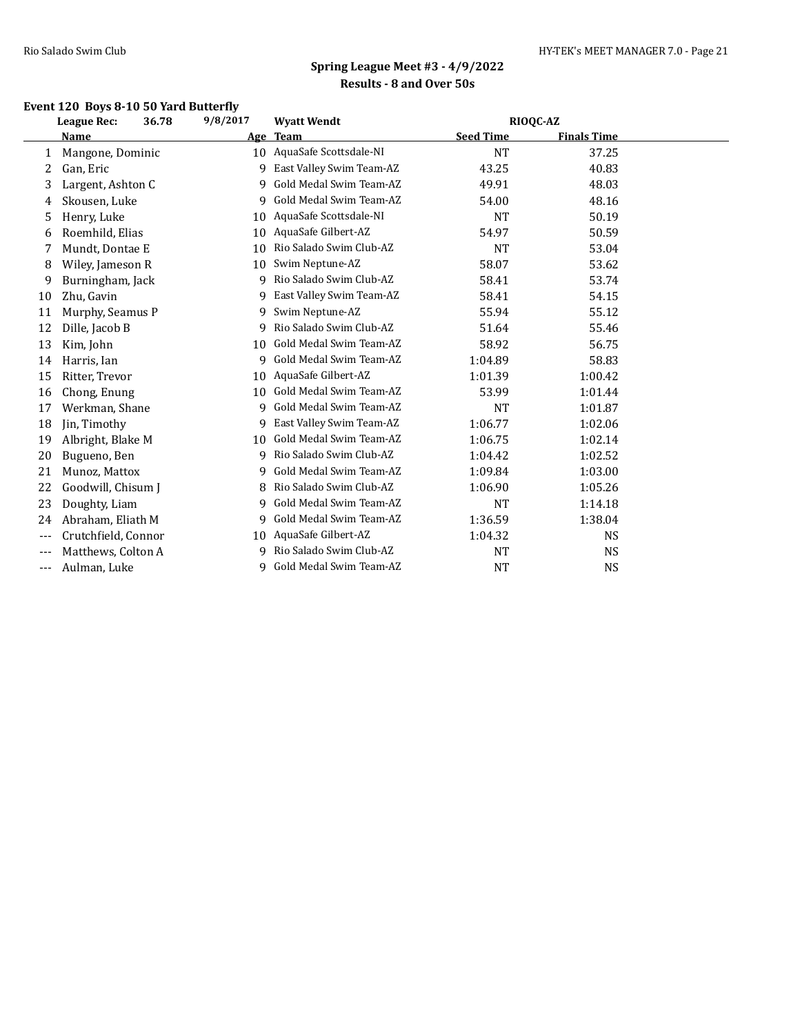## Spring League Meet #3 - 4/9/2022

### Results - 8 and Over 50s

#### Event 120 Boys 8-10 50 Yard Butterfly

League Rec: 36.78 9/8/2017 Wyatt Wendt RIOQC-AZ

| | Name | Age | Team | Seed Time | Finals Time |
|---|---|---|---|---|---|
| 1 | Mangone, Dominic | 10 | AquaSafe Scottsdale-NI | NT | 37.25 |
| 2 | Gan, Eric | 9 | East Valley Swim Team-AZ | 43.25 | 40.83 |
| 3 | Largent, Ashton C | 9 | Gold Medal Swim Team-AZ | 49.91 | 48.03 |
| 4 | Skousen, Luke | 9 | Gold Medal Swim Team-AZ | 54.00 | 48.16 |
| 5 | Henry, Luke | 10 | AquaSafe Scottsdale-NI | NT | 50.19 |
| 6 | Roemhild, Elias | 10 | AquaSafe Gilbert-AZ | 54.97 | 50.59 |
| 7 | Mundt, Dontae E | 10 | Rio Salado Swim Club-AZ | NT | 53.04 |
| 8 | Wiley, Jameson R | 10 | Swim Neptune-AZ | 58.07 | 53.62 |
| 9 | Burningham, Jack | 9 | Rio Salado Swim Club-AZ | 58.41 | 53.74 |
| 10 | Zhu, Gavin | 9 | East Valley Swim Team-AZ | 58.41 | 54.15 |
| 11 | Murphy, Seamus P | 9 | Swim Neptune-AZ | 55.94 | 55.12 |
| 12 | Dille, Jacob B | 9 | Rio Salado Swim Club-AZ | 51.64 | 55.46 |
| 13 | Kim, John | 10 | Gold Medal Swim Team-AZ | 58.92 | 56.75 |
| 14 | Harris, Ian | 9 | Gold Medal Swim Team-AZ | 1:04.89 | 58.83 |
| 15 | Ritter, Trevor | 10 | AquaSafe Gilbert-AZ | 1:01.39 | 1:00.42 |
| 16 | Chong, Enung | 10 | Gold Medal Swim Team-AZ | 53.99 | 1:01.44 |
| 17 | Werkman, Shane | 9 | Gold Medal Swim Team-AZ | NT | 1:01.87 |
| 18 | Jin, Timothy | 9 | East Valley Swim Team-AZ | 1:06.77 | 1:02.06 |
| 19 | Albright, Blake M | 10 | Gold Medal Swim Team-AZ | 1:06.75 | 1:02.14 |
| 20 | Bugueno, Ben | 9 | Rio Salado Swim Club-AZ | 1:04.42 | 1:02.52 |
| 21 | Munoz, Mattox | 9 | Gold Medal Swim Team-AZ | 1:09.84 | 1:03.00 |
| 22 | Goodwill, Chisum J | 8 | Rio Salado Swim Club-AZ | 1:06.90 | 1:05.26 |
| 23 | Doughty, Liam | 9 | Gold Medal Swim Team-AZ | NT | 1:14.18 |
| 24 | Abraham, Eliath M | 9 | Gold Medal Swim Team-AZ | 1:36.59 | 1:38.04 |
| --- | Crutchfield, Connor | 10 | AquaSafe Gilbert-AZ | 1:04.32 | NS |
| --- | Matthews, Colton A | 9 | Rio Salado Swim Club-AZ | NT | NS |
| --- | Aulman, Luke | 9 | Gold Medal Swim Team-AZ | NT | NS |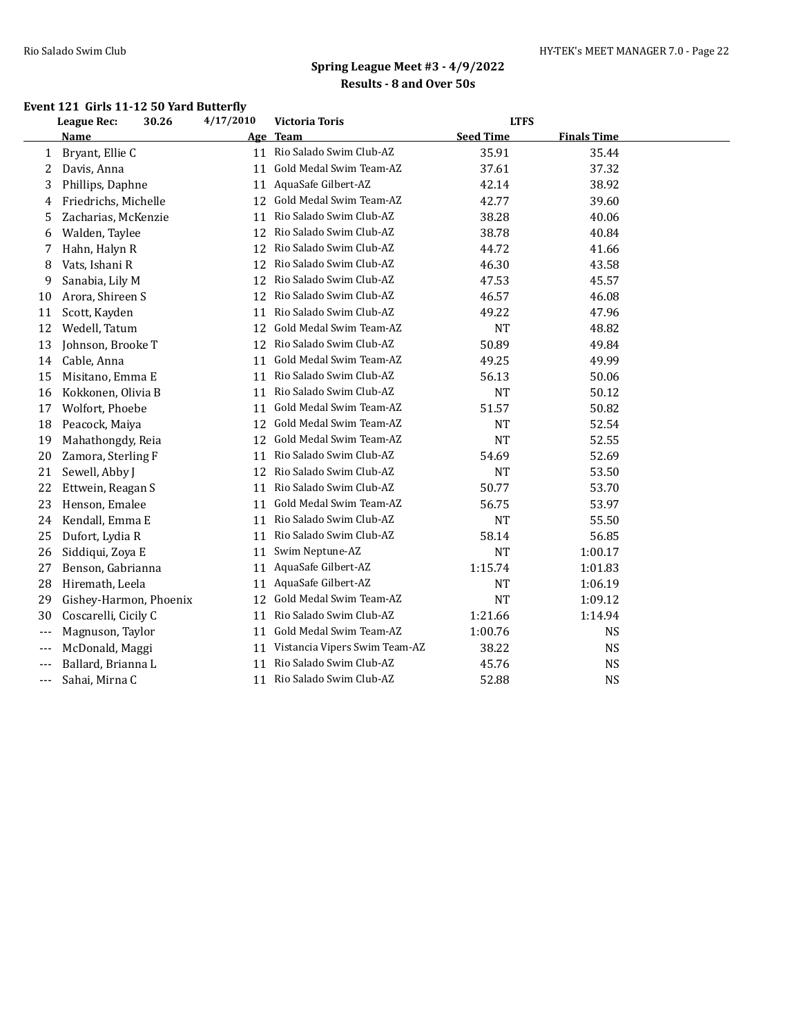## Spring League Meet #3 - 4/9/2022
### Results - 8 and Over 50s

**Event 121 Girls 11-12 50 Yard Butterfly**

| | League Rec: | 30.26 | 4/17/2010 | Victoria Toris | LTFS | |
|---|---|---|---|---|---|---|
| | **Name** | | **Age** | **Team** | **Seed Time** | **Finals Time** |
| 1 | Bryant, Ellie C | | 11 | Rio Salado Swim Club-AZ | 35.91 | 35.44 |
| 2 | Davis, Anna | | 11 | Gold Medal Swim Team-AZ | 37.61 | 37.32 |
| 3 | Phillips, Daphne | | 11 | AquaSafe Gilbert-AZ | 42.14 | 38.92 |
| 4 | Friedrichs, Michelle | | 12 | Gold Medal Swim Team-AZ | 42.77 | 39.60 |
| 5 | Zacharias, McKenzie | | 11 | Rio Salado Swim Club-AZ | 38.28 | 40.06 |
| 6 | Walden, Taylee | | 12 | Rio Salado Swim Club-AZ | 38.78 | 40.84 |
| 7 | Hahn, Halyn R | | 12 | Rio Salado Swim Club-AZ | 44.72 | 41.66 |
| 8 | Vats, Ishani R | | 12 | Rio Salado Swim Club-AZ | 46.30 | 43.58 |
| 9 | Sanabia, Lily M | | 12 | Rio Salado Swim Club-AZ | 47.53 | 45.57 |
| 10 | Arora, Shireen S | | 12 | Rio Salado Swim Club-AZ | 46.57 | 46.08 |
| 11 | Scott, Kayden | | 11 | Rio Salado Swim Club-AZ | 49.22 | 47.96 |
| 12 | Wedell, Tatum | | 12 | Gold Medal Swim Team-AZ | NT | 48.82 |
| 13 | Johnson, Brooke T | | 12 | Rio Salado Swim Club-AZ | 50.89 | 49.84 |
| 14 | Cable, Anna | | 11 | Gold Medal Swim Team-AZ | 49.25 | 49.99 |
| 15 | Misitano, Emma E | | 11 | Rio Salado Swim Club-AZ | 56.13 | 50.06 |
| 16 | Kokkonen, Olivia B | | 11 | Rio Salado Swim Club-AZ | NT | 50.12 |
| 17 | Wolfort, Phoebe | | 11 | Gold Medal Swim Team-AZ | 51.57 | 50.82 |
| 18 | Peacock, Maiya | | 12 | Gold Medal Swim Team-AZ | NT | 52.54 |
| 19 | Mahathongdy, Reia | | 12 | Gold Medal Swim Team-AZ | NT | 52.55 |
| 20 | Zamora, Sterling F | | 11 | Rio Salado Swim Club-AZ | 54.69 | 52.69 |
| 21 | Sewell, Abby J | | 12 | Rio Salado Swim Club-AZ | NT | 53.50 |
| 22 | Ettwein, Reagan S | | 11 | Rio Salado Swim Club-AZ | 50.77 | 53.70 |
| 23 | Henson, Emalee | | 11 | Gold Medal Swim Team-AZ | 56.75 | 53.97 |
| 24 | Kendall, Emma E | | 11 | Rio Salado Swim Club-AZ | NT | 55.50 |
| 25 | Dufort, Lydia R | | 11 | Rio Salado Swim Club-AZ | 58.14 | 56.85 |
| 26 | Siddiqui, Zoya E | | 11 | Swim Neptune-AZ | NT | 1:00.17 |
| 27 | Benson, Gabrianna | | 11 | AquaSafe Gilbert-AZ | 1:15.74 | 1:01.83 |
| 28 | Hiremath, Leela | | 11 | AquaSafe Gilbert-AZ | NT | 1:06.19 |
| 29 | Gishey-Harmon, Phoenix | | 12 | Gold Medal Swim Team-AZ | NT | 1:09.12 |
| 30 | Coscarelli, Cicily C | | 11 | Rio Salado Swim Club-AZ | 1:21.66 | 1:14.94 |
| --- | Magnuson, Taylor | | 11 | Gold Medal Swim Team-AZ | 1:00.76 | NS |
| --- | McDonald, Maggi | | 11 | Vistancia Vipers Swim Team-AZ | 38.22 | NS |
| --- | Ballard, Brianna L | | 11 | Rio Salado Swim Club-AZ | 45.76 | NS |
| --- | Sahai, Mirna C | | 11 | Rio Salado Swim Club-AZ | 52.88 | NS |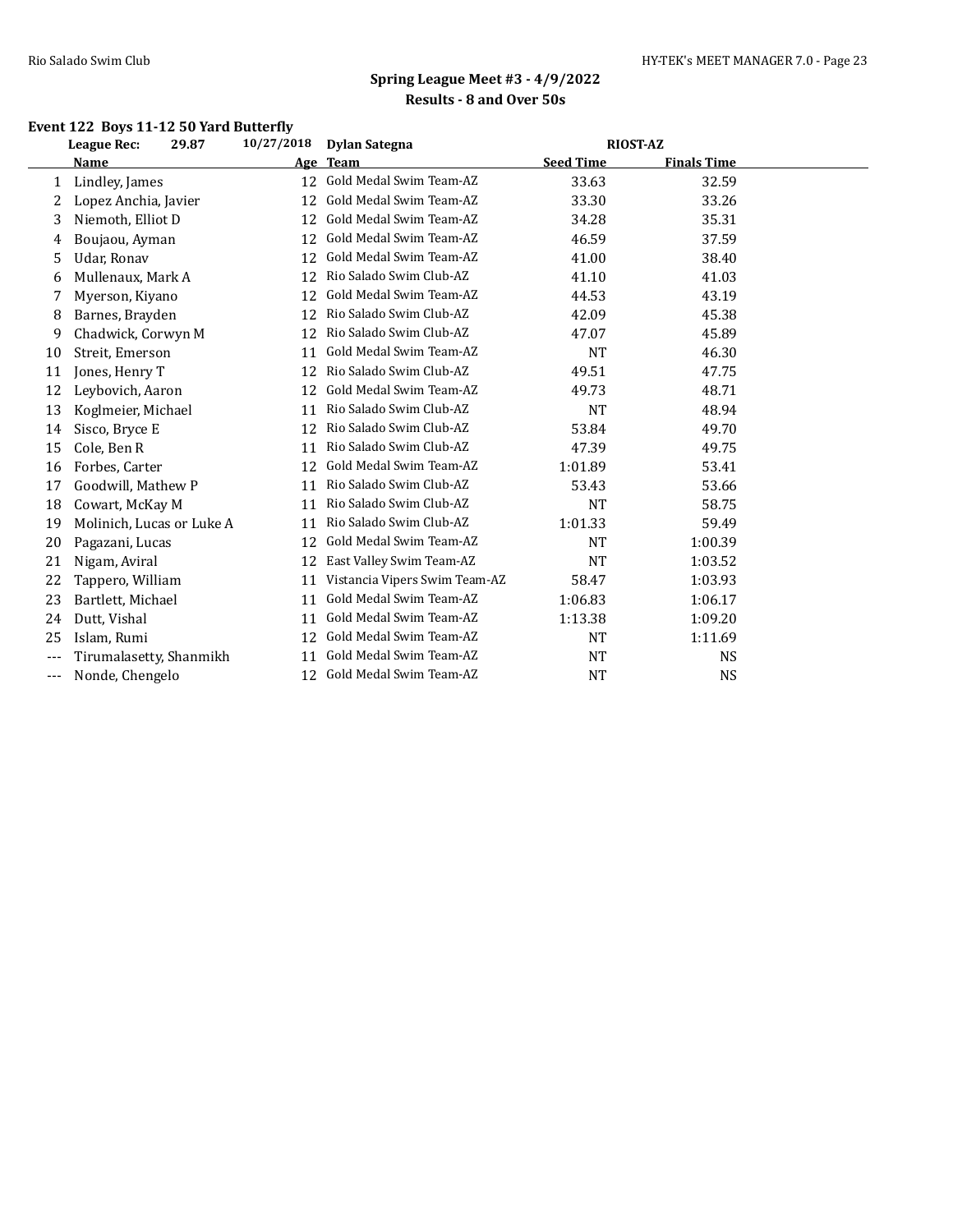## Spring League Meet #3 - 4/9/2022
## Results - 8 and Over 50s

### Event 122 Boys 11-12 50 Yard Butterfly

League Rec: 29.87 10/27/2018 Dylan Sategna RIOST-AZ

| | Name | Age | Team | Seed Time | Finals Time |
|---|---|---|---|---|---|
| 1 | Lindley, James | 12 | Gold Medal Swim Team-AZ | 33.63 | 32.59 |
| 2 | Lopez Anchia, Javier | 12 | Gold Medal Swim Team-AZ | 33.30 | 33.26 |
| 3 | Niemoth, Elliot D | 12 | Gold Medal Swim Team-AZ | 34.28 | 35.31 |
| 4 | Boujaou, Ayman | 12 | Gold Medal Swim Team-AZ | 46.59 | 37.59 |
| 5 | Udar, Ronav | 12 | Gold Medal Swim Team-AZ | 41.00 | 38.40 |
| 6 | Mullenaux, Mark A | 12 | Rio Salado Swim Club-AZ | 41.10 | 41.03 |
| 7 | Myerson, Kiyano | 12 | Gold Medal Swim Team-AZ | 44.53 | 43.19 |
| 8 | Barnes, Brayden | 12 | Rio Salado Swim Club-AZ | 42.09 | 45.38 |
| 9 | Chadwick, Corwyn M | 12 | Rio Salado Swim Club-AZ | 47.07 | 45.89 |
| 10 | Streit, Emerson | 11 | Gold Medal Swim Team-AZ | NT | 46.30 |
| 11 | Jones, Henry T | 12 | Rio Salado Swim Club-AZ | 49.51 | 47.75 |
| 12 | Leybovich, Aaron | 12 | Gold Medal Swim Team-AZ | 49.73 | 48.71 |
| 13 | Koglmeier, Michael | 11 | Rio Salado Swim Club-AZ | NT | 48.94 |
| 14 | Sisco, Bryce E | 12 | Rio Salado Swim Club-AZ | 53.84 | 49.70 |
| 15 | Cole, Ben R | 11 | Rio Salado Swim Club-AZ | 47.39 | 49.75 |
| 16 | Forbes, Carter | 12 | Gold Medal Swim Team-AZ | 1:01.89 | 53.41 |
| 17 | Goodwill, Mathew P | 11 | Rio Salado Swim Club-AZ | 53.43 | 53.66 |
| 18 | Cowart, McKay M | 11 | Rio Salado Swim Club-AZ | NT | 58.75 |
| 19 | Molinich, Lucas or Luke A | 11 | Rio Salado Swim Club-AZ | 1:01.33 | 59.49 |
| 20 | Pagazani, Lucas | 12 | Gold Medal Swim Team-AZ | NT | 1:00.39 |
| 21 | Nigam, Aviral | 12 | East Valley Swim Team-AZ | NT | 1:03.52 |
| 22 | Tappero, William | 11 | Vistancia Vipers Swim Team-AZ | 58.47 | 1:03.93 |
| 23 | Bartlett, Michael | 11 | Gold Medal Swim Team-AZ | 1:06.83 | 1:06.17 |
| 24 | Dutt, Vishal | 11 | Gold Medal Swim Team-AZ | 1:13.38 | 1:09.20 |
| 25 | Islam, Rumi | 12 | Gold Medal Swim Team-AZ | NT | 1:11.69 |
| --- | Tirumalasetty, Shanmikh | 11 | Gold Medal Swim Team-AZ | NT | NS |
| --- | Nonde, Chengelo | 12 | Gold Medal Swim Team-AZ | NT | NS |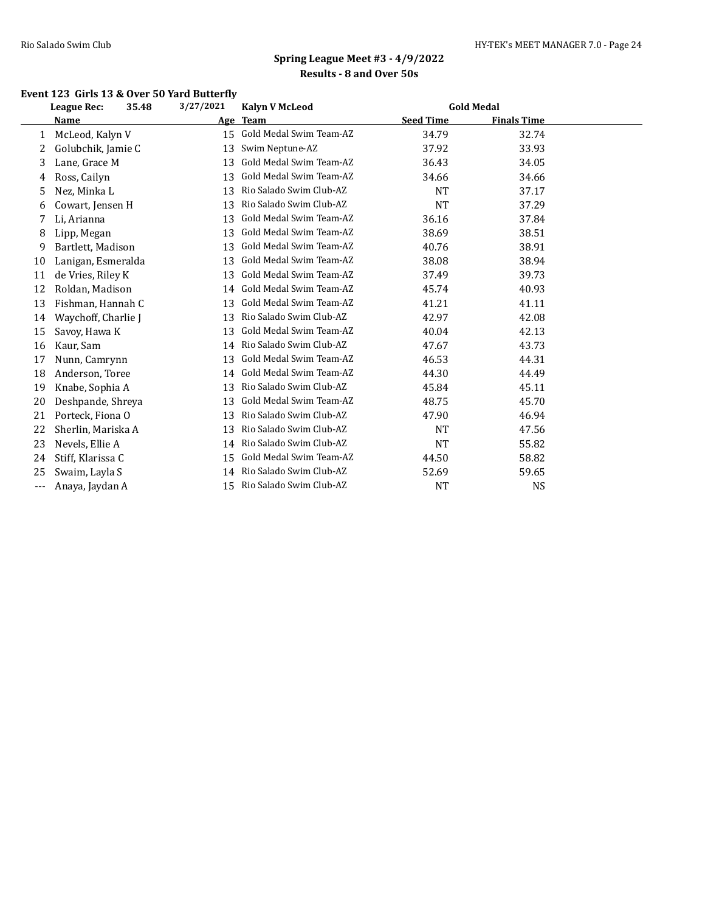## Spring League Meet #3 - 4/9/2022

### Results - 8 and Over 50s

**Event 123 Girls 13 & Over 50 Yard Butterfly**

| | League Rec: 35.48 | 3/27/2021 | Kalyn V McLeod | Gold Medal | |
|---|---|---|---|---|---|
| | **Name** | **Age** | **Team** | **Seed Time** | **Finals Time** |
| 1 | McLeod, Kalyn V | 15 | Gold Medal Swim Team-AZ | 34.79 | 32.74 |
| 2 | Golubchik, Jamie C | 13 | Swim Neptune-AZ | 37.92 | 33.93 |
| 3 | Lane, Grace M | 13 | Gold Medal Swim Team-AZ | 36.43 | 34.05 |
| 4 | Ross, Cailyn | 13 | Gold Medal Swim Team-AZ | 34.66 | 34.66 |
| 5 | Nez, Minka L | 13 | Rio Salado Swim Club-AZ | NT | 37.17 |
| 6 | Cowart, Jensen H | 13 | Rio Salado Swim Club-AZ | NT | 37.29 |
| 7 | Li, Arianna | 13 | Gold Medal Swim Team-AZ | 36.16 | 37.84 |
| 8 | Lipp, Megan | 13 | Gold Medal Swim Team-AZ | 38.69 | 38.51 |
| 9 | Bartlett, Madison | 13 | Gold Medal Swim Team-AZ | 40.76 | 38.91 |
| 10 | Lanigan, Esmeralda | 13 | Gold Medal Swim Team-AZ | 38.08 | 38.94 |
| 11 | de Vries, Riley K | 13 | Gold Medal Swim Team-AZ | 37.49 | 39.73 |
| 12 | Roldan, Madison | 14 | Gold Medal Swim Team-AZ | 45.74 | 40.93 |
| 13 | Fishman, Hannah C | 13 | Gold Medal Swim Team-AZ | 41.21 | 41.11 |
| 14 | Waychoff, Charlie J | 13 | Rio Salado Swim Club-AZ | 42.97 | 42.08 |
| 15 | Savoy, Hawa K | 13 | Gold Medal Swim Team-AZ | 40.04 | 42.13 |
| 16 | Kaur, Sam | 14 | Rio Salado Swim Club-AZ | 47.67 | 43.73 |
| 17 | Nunn, Camrynn | 13 | Gold Medal Swim Team-AZ | 46.53 | 44.31 |
| 18 | Anderson, Toree | 14 | Gold Medal Swim Team-AZ | 44.30 | 44.49 |
| 19 | Knabe, Sophia A | 13 | Rio Salado Swim Club-AZ | 45.84 | 45.11 |
| 20 | Deshpande, Shreya | 13 | Gold Medal Swim Team-AZ | 48.75 | 45.70 |
| 21 | Porteck, Fiona O | 13 | Rio Salado Swim Club-AZ | 47.90 | 46.94 |
| 22 | Sherlin, Mariska A | 13 | Rio Salado Swim Club-AZ | NT | 47.56 |
| 23 | Nevels, Ellie A | 14 | Rio Salado Swim Club-AZ | NT | 55.82 |
| 24 | Stiff, Klarissa C | 15 | Gold Medal Swim Team-AZ | 44.50 | 58.82 |
| 25 | Swaim, Layla S | 14 | Rio Salado Swim Club-AZ | 52.69 | 59.65 |
| --- | Anaya, Jaydan A | 15 | Rio Salado Swim Club-AZ | NT | NS |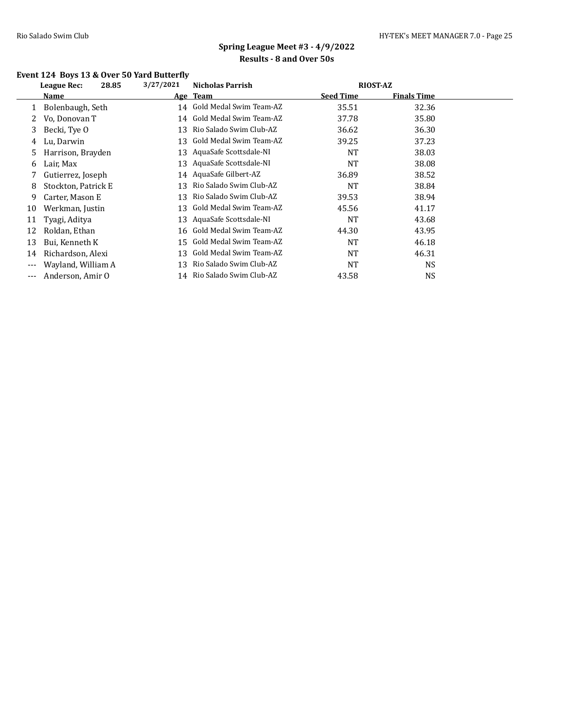## Spring League Meet #3 - 4/9/2022

### Results - 8 and Over 50s

#### Event 124 Boys 13 & Over 50 Yard Butterfly

League Rec: 28.85 3/27/2021 Nicholas Parrish RIOST-AZ

| | Name | Age | Team | Seed Time | Finals Time |
|---|---|---|---|---|---|
| 1 | Bolenbaugh, Seth | 14 | Gold Medal Swim Team-AZ | 35.51 | 32.36 |
| 2 | Vo, Donovan T | 14 | Gold Medal Swim Team-AZ | 37.78 | 35.80 |
| 3 | Becki, Tye O | 13 | Rio Salado Swim Club-AZ | 36.62 | 36.30 |
| 4 | Lu, Darwin | 13 | Gold Medal Swim Team-AZ | 39.25 | 37.23 |
| 5 | Harrison, Brayden | 13 | AquaSafe Scottsdale-NI | NT | 38.03 |
| 6 | Lair, Max | 13 | AquaSafe Scottsdale-NI | NT | 38.08 |
| 7 | Gutierrez, Joseph | 14 | AquaSafe Gilbert-AZ | 36.89 | 38.52 |
| 8 | Stockton, Patrick E | 13 | Rio Salado Swim Club-AZ | NT | 38.84 |
| 9 | Carter, Mason E | 13 | Rio Salado Swim Club-AZ | 39.53 | 38.94 |
| 10 | Werkman, Justin | 13 | Gold Medal Swim Team-AZ | 45.56 | 41.17 |
| 11 | Tyagi, Aditya | 13 | AquaSafe Scottsdale-NI | NT | 43.68 |
| 12 | Roldan, Ethan | 16 | Gold Medal Swim Team-AZ | 44.30 | 43.95 |
| 13 | Bui, Kenneth K | 15 | Gold Medal Swim Team-AZ | NT | 46.18 |
| 14 | Richardson, Alexi | 13 | Gold Medal Swim Team-AZ | NT | 46.31 |
| --- | Wayland, William A | 13 | Rio Salado Swim Club-AZ | NT | NS |
| --- | Anderson, Amir O | 14 | Rio Salado Swim Club-AZ | 43.58 | NS |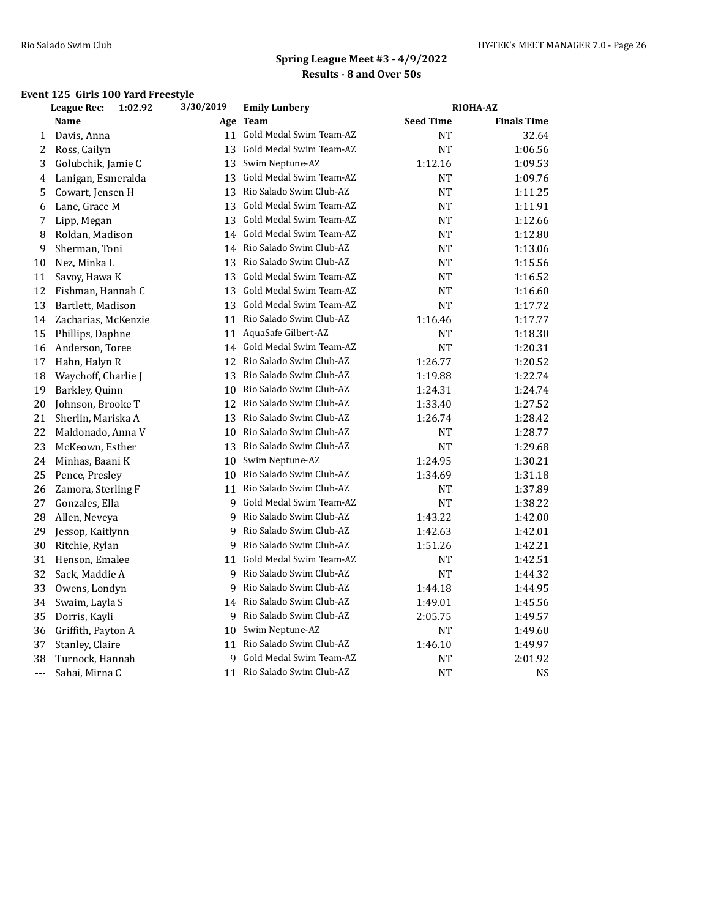## Spring League Meet #3 - 4/9/2022
### Results - 8 and Over 50s

### Event 125 Girls 100 Yard Freestyle

**League Rec: 1:02.92** 3/30/2019 **Emily Lunbery** **RIOHA-AZ**

| | Name | Age | Team | Seed Time | Finals Time |
|---|---|---|---|---|---|
| 1 | Davis, Anna | 11 | Gold Medal Swim Team-AZ | NT | 32.64 |
| 2 | Ross, Cailyn | 13 | Gold Medal Swim Team-AZ | NT | 1:06.56 |
| 3 | Golubchik, Jamie C | 13 | Swim Neptune-AZ | 1:12.16 | 1:09.53 |
| 4 | Lanigan, Esmeralda | 13 | Gold Medal Swim Team-AZ | NT | 1:09.76 |
| 5 | Cowart, Jensen H | 13 | Rio Salado Swim Club-AZ | NT | 1:11.25 |
| 6 | Lane, Grace M | 13 | Gold Medal Swim Team-AZ | NT | 1:11.91 |
| 7 | Lipp, Megan | 13 | Gold Medal Swim Team-AZ | NT | 1:12.66 |
| 8 | Roldan, Madison | 14 | Gold Medal Swim Team-AZ | NT | 1:12.80 |
| 9 | Sherman, Toni | 14 | Rio Salado Swim Club-AZ | NT | 1:13.06 |
| 10 | Nez, Minka L | 13 | Rio Salado Swim Club-AZ | NT | 1:15.56 |
| 11 | Savoy, Hawa K | 13 | Gold Medal Swim Team-AZ | NT | 1:16.52 |
| 12 | Fishman, Hannah C | 13 | Gold Medal Swim Team-AZ | NT | 1:16.60 |
| 13 | Bartlett, Madison | 13 | Gold Medal Swim Team-AZ | NT | 1:17.72 |
| 14 | Zacharias, McKenzie | 11 | Rio Salado Swim Club-AZ | 1:16.46 | 1:17.77 |
| 15 | Phillips, Daphne | 11 | AquaSafe Gilbert-AZ | NT | 1:18.30 |
| 16 | Anderson, Toree | 14 | Gold Medal Swim Team-AZ | NT | 1:20.31 |
| 17 | Hahn, Halyn R | 12 | Rio Salado Swim Club-AZ | 1:26.77 | 1:20.52 |
| 18 | Waychoff, Charlie J | 13 | Rio Salado Swim Club-AZ | 1:19.88 | 1:22.74 |
| 19 | Barkley, Quinn | 10 | Rio Salado Swim Club-AZ | 1:24.31 | 1:24.74 |
| 20 | Johnson, Brooke T | 12 | Rio Salado Swim Club-AZ | 1:33.40 | 1:27.52 |
| 21 | Sherlin, Mariska A | 13 | Rio Salado Swim Club-AZ | 1:26.74 | 1:28.42 |
| 22 | Maldonado, Anna V | 10 | Rio Salado Swim Club-AZ | NT | 1:28.77 |
| 23 | McKeown, Esther | 13 | Rio Salado Swim Club-AZ | NT | 1:29.68 |
| 24 | Minhas, Baani K | 10 | Swim Neptune-AZ | 1:24.95 | 1:30.21 |
| 25 | Pence, Presley | 10 | Rio Salado Swim Club-AZ | 1:34.69 | 1:31.18 |
| 26 | Zamora, Sterling F | 11 | Rio Salado Swim Club-AZ | NT | 1:37.89 |
| 27 | Gonzales, Ella | 9 | Gold Medal Swim Team-AZ | NT | 1:38.22 |
| 28 | Allen, Neveya | 9 | Rio Salado Swim Club-AZ | 1:43.22 | 1:42.00 |
| 29 | Jessop, Kaitlynn | 9 | Rio Salado Swim Club-AZ | 1:42.63 | 1:42.01 |
| 30 | Ritchie, Rylan | 9 | Rio Salado Swim Club-AZ | 1:51.26 | 1:42.21 |
| 31 | Henson, Emalee | 11 | Gold Medal Swim Team-AZ | NT | 1:42.51 |
| 32 | Sack, Maddie A | 9 | Rio Salado Swim Club-AZ | NT | 1:44.32 |
| 33 | Owens, Londyn | 9 | Rio Salado Swim Club-AZ | 1:44.18 | 1:44.95 |
| 34 | Swaim, Layla S | 14 | Rio Salado Swim Club-AZ | 1:49.01 | 1:45.56 |
| 35 | Dorris, Kayli | 9 | Rio Salado Swim Club-AZ | 2:05.75 | 1:49.57 |
| 36 | Griffith, Payton A | 10 | Swim Neptune-AZ | NT | 1:49.60 |
| 37 | Stanley, Claire | 11 | Rio Salado Swim Club-AZ | 1:46.10 | 1:49.97 |
| 38 | Turnock, Hannah | 9 | Gold Medal Swim Team-AZ | NT | 2:01.92 |
| --- | Sahai, Mirna C | 11 | Rio Salado Swim Club-AZ | NT | NS |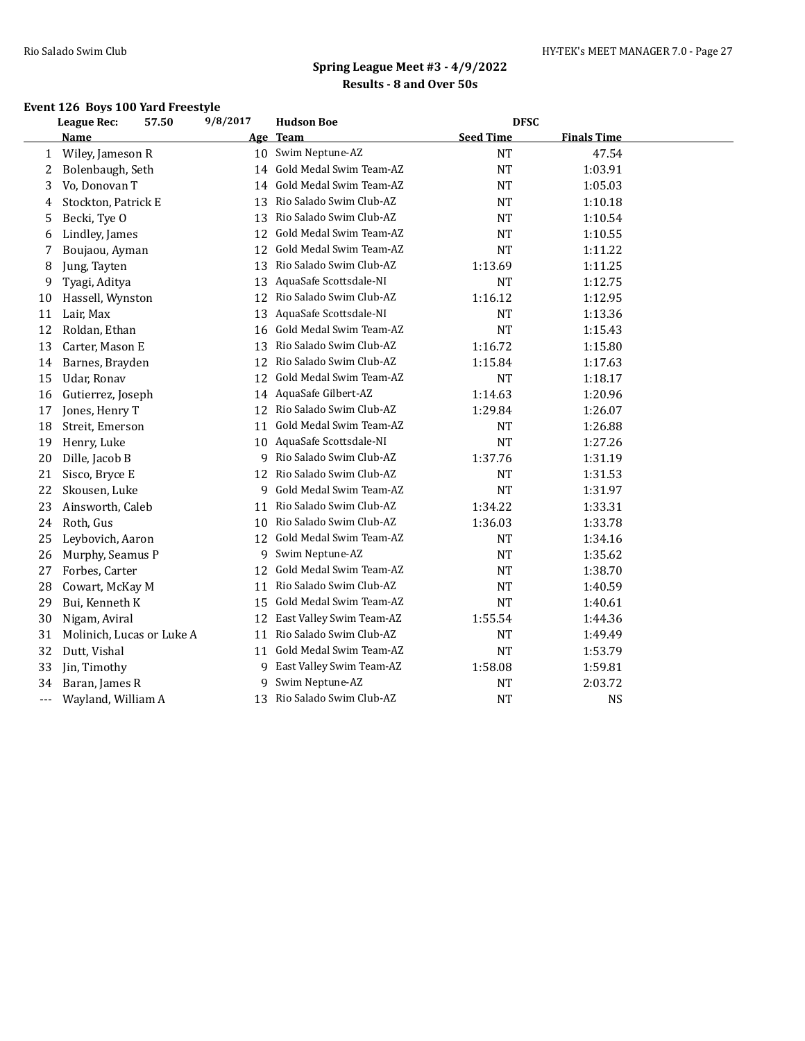## Spring League Meet #3 - 4/9/2022

### Results - 8 and Over 50s

#### Event 126 Boys 100 Yard Freestyle

| League Rec: | 57.50 | 9/8/2017 | Hudson Boe | DFSC | |
|---|---|---|---|---|---|
| | **Name** | **Age** | **Team** | **Seed Time** | **Finals Time** |
| 1 | Wiley, Jameson R | 10 | Swim Neptune-AZ | NT | 47.54 |
| 2 | Bolenbaugh, Seth | 14 | Gold Medal Swim Team-AZ | NT | 1:03.91 |
| 3 | Vo, Donovan T | 14 | Gold Medal Swim Team-AZ | NT | 1:05.03 |
| 4 | Stockton, Patrick E | 13 | Rio Salado Swim Club-AZ | NT | 1:10.18 |
| 5 | Becki, Tye O | 13 | Rio Salado Swim Club-AZ | NT | 1:10.54 |
| 6 | Lindley, James | 12 | Gold Medal Swim Team-AZ | NT | 1:10.55 |
| 7 | Boujaou, Ayman | 12 | Gold Medal Swim Team-AZ | NT | 1:11.22 |
| 8 | Jung, Tayten | 13 | Rio Salado Swim Club-AZ | 1:13.69 | 1:11.25 |
| 9 | Tyagi, Aditya | 13 | AquaSafe Scottsdale-NI | NT | 1:12.75 |
| 10 | Hassell, Wynston | 12 | Rio Salado Swim Club-AZ | 1:16.12 | 1:12.95 |
| 11 | Lair, Max | 13 | AquaSafe Scottsdale-NI | NT | 1:13.36 |
| 12 | Roldan, Ethan | 16 | Gold Medal Swim Team-AZ | NT | 1:15.43 |
| 13 | Carter, Mason E | 13 | Rio Salado Swim Club-AZ | 1:16.72 | 1:15.80 |
| 14 | Barnes, Brayden | 12 | Rio Salado Swim Club-AZ | 1:15.84 | 1:17.63 |
| 15 | Udar, Ronav | 12 | Gold Medal Swim Team-AZ | NT | 1:18.17 |
| 16 | Gutierrez, Joseph | 14 | AquaSafe Gilbert-AZ | 1:14.63 | 1:20.96 |
| 17 | Jones, Henry T | 12 | Rio Salado Swim Club-AZ | 1:29.84 | 1:26.07 |
| 18 | Streit, Emerson | 11 | Gold Medal Swim Team-AZ | NT | 1:26.88 |
| 19 | Henry, Luke | 10 | AquaSafe Scottsdale-NI | NT | 1:27.26 |
| 20 | Dille, Jacob B | 9 | Rio Salado Swim Club-AZ | 1:37.76 | 1:31.19 |
| 21 | Sisco, Bryce E | 12 | Rio Salado Swim Club-AZ | NT | 1:31.53 |
| 22 | Skousen, Luke | 9 | Gold Medal Swim Team-AZ | NT | 1:31.97 |
| 23 | Ainsworth, Caleb | 11 | Rio Salado Swim Club-AZ | 1:34.22 | 1:33.31 |
| 24 | Roth, Gus | 10 | Rio Salado Swim Club-AZ | 1:36.03 | 1:33.78 |
| 25 | Leybovich, Aaron | 12 | Gold Medal Swim Team-AZ | NT | 1:34.16 |
| 26 | Murphy, Seamus P | 9 | Swim Neptune-AZ | NT | 1:35.62 |
| 27 | Forbes, Carter | 12 | Gold Medal Swim Team-AZ | NT | 1:38.70 |
| 28 | Cowart, McKay M | 11 | Rio Salado Swim Club-AZ | NT | 1:40.59 |
| 29 | Bui, Kenneth K | 15 | Gold Medal Swim Team-AZ | NT | 1:40.61 |
| 30 | Nigam, Aviral | 12 | East Valley Swim Team-AZ | 1:55.54 | 1:44.36 |
| 31 | Molinich, Lucas or Luke A | 11 | Rio Salado Swim Club-AZ | NT | 1:49.49 |
| 32 | Dutt, Vishal | 11 | Gold Medal Swim Team-AZ | NT | 1:53.79 |
| 33 | Jin, Timothy | 9 | East Valley Swim Team-AZ | 1:58.08 | 1:59.81 |
| 34 | Baran, James R | 9 | Swim Neptune-AZ | NT | 2:03.72 |
| --- | Wayland, William A | 13 | Rio Salado Swim Club-AZ | NT | NS |